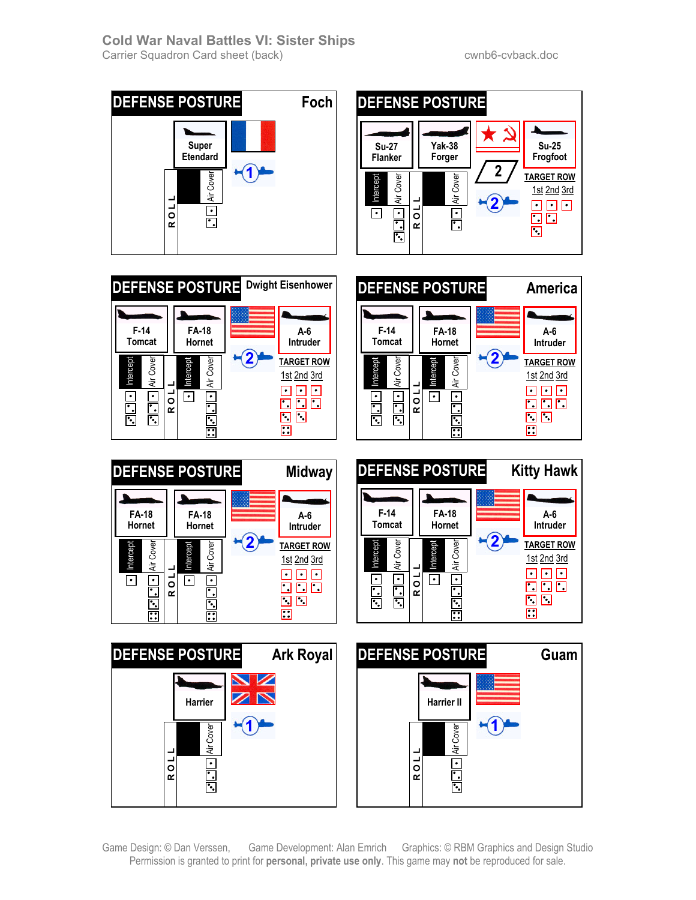# Cold War Naval Battles VI: Sister Ships

Carrier Squadron Card sheet (back) cwnb6-cvback.doc

---

## DEFENSE POSTURE — Foch

Super Etendard

1

ROLL — Air Cover: 1, 3

---

## DEFENSE POSTURE

Su-27 Flanker — Intercept: 1 — Air Cover: 1, 3, 5

Yak-38 Forger — Air Cover: 1, 3

2

2

Su-25 Frogfoot

TARGET ROW: 1st 2nd 3rd

1, 2, 3 / 4, 5 / 6

---

## DEFENSE POSTURE — Dwight Eisenhower

F-14 Tomcat — Intercept: 1, 2, 3 — Air Cover: 1, 2, 3

FA-18 Hornet — Intercept: 1 — Air Cover: 1, 2, 3, 4, 5

2

A-6 Intruder

TARGET ROW: 1st 2nd 3rd

1, 2, 3 / 4, 5, 6 / 7, 8 / 9

---

## DEFENSE POSTURE — America

F-14 Tomcat — Intercept: 1, 2, 3 — Air Cover: 1, 2, 3

FA-18 Hornet — Intercept: 1 — Air Cover: 1, 2, 3, 4, 5

2

A-6 Intruder

TARGET ROW: 1st 2nd 3rd

1, 2, 3 / 4, 5, 6 / 7, 8 / 9

---

## DEFENSE POSTURE — Midway

FA-18 Hornet — Intercept: 1 — Air Cover: 1, 2, 3, 4, 5

FA-18 Hornet — Intercept: 1 — Air Cover: 1, 2, 3, 4, 5

2

A-6 Intruder

TARGET ROW: 1st 2nd 3rd

1, 2, 3 / 4, 5, 6 / 7, 8 / 9

---

## DEFENSE POSTURE — Kitty Hawk

F-14 Tomcat — Intercept: 1, 2, 3 — Air Cover: 1, 2, 3

FA-18 Hornet — Intercept: 1 — Air Cover: 1, 2, 3, 4, 5

2

A-6 Intruder

TARGET ROW: 1st 2nd 3rd

1, 2, 3 / 4, 5, 6 / 7, 8 / 9

---

## DEFENSE POSTURE — Ark Royal

Harrier

1

ROLL — Air Cover: 1, 2, 3

---

## DEFENSE POSTURE — Guam

Harrier II

1

ROLL — Air Cover: 1, 2, 3

---

Game Design: © Dan Verssen, Game Development: Alan Emrich Graphics: © RBM Graphics and Design Studio

Permission is granted to print for **personal, private use only**. This game may **not** be reproduced for sale.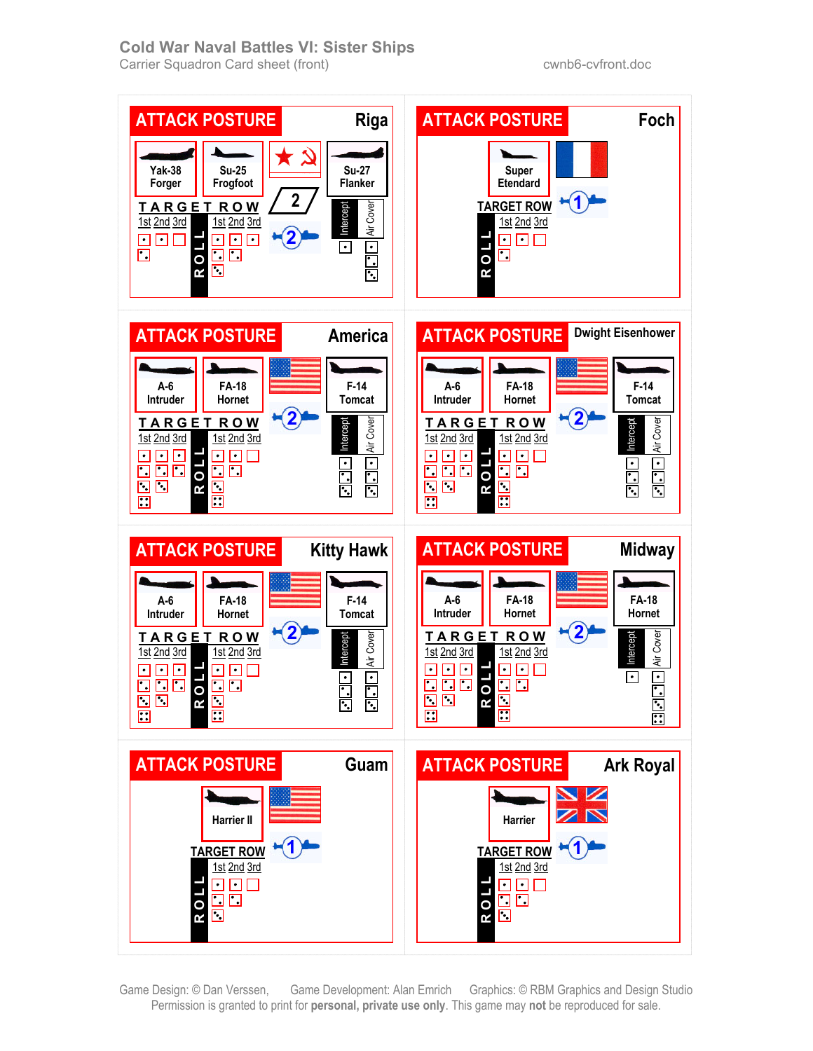# Cold War Naval Battles VI: Sister Ships

Carrier Squadron Card sheet (front)

cwnb6-cvfront.doc

## ATTACK POSTURE — Riga

Yak-38 Forger | Su-25 Frogfoot | Su-27 Flanker

2

TARGET ROW: 1st 2nd 3rd | ROLL | 1st 2nd 3rd

2

Intercept | Air Cover

## ATTACK POSTURE — Foch

Super Etendard

1

TARGET ROW | ROLL | 1st 2nd 3rd

## ATTACK POSTURE — America

A-6 Intruder | FA-18 Hornet | F-14 Tomcat

2

TARGET ROW: 1st 2nd 3rd | ROLL | 1st 2nd 3rd

Intercept | Air Cover

## ATTACK POSTURE — Dwight Eisenhower

A-6 Intruder | FA-18 Hornet | F-14 Tomcat

2

TARGET ROW: 1st 2nd 3rd | ROLL | 1st 2nd 3rd

Intercept | Air Cover

## ATTACK POSTURE — Kitty Hawk

A-6 Intruder | FA-18 Hornet | F-14 Tomcat

2

TARGET ROW: 1st 2nd 3rd | ROLL | 1st 2nd 3rd

Intercept | Air Cover

## ATTACK POSTURE — Midway

A-6 Intruder | FA-18 Hornet | FA-18 Hornet

2

TARGET ROW: 1st 2nd 3rd | ROLL | 1st 2nd 3rd

Intercept | Air Cover

## ATTACK POSTURE — Guam

Harrier II

1

TARGET ROW | ROLL | 1st 2nd 3rd

## ATTACK POSTURE — Ark Royal

Harrier

1

TARGET ROW | ROLL | 1st 2nd 3rd

Game Design: © Dan Verssen, Game Development: Alan Emrich Graphics: © RBM Graphics and Design Studio

Permission is granted to print for **personal, private use only**. This game may **not** be reproduced for sale.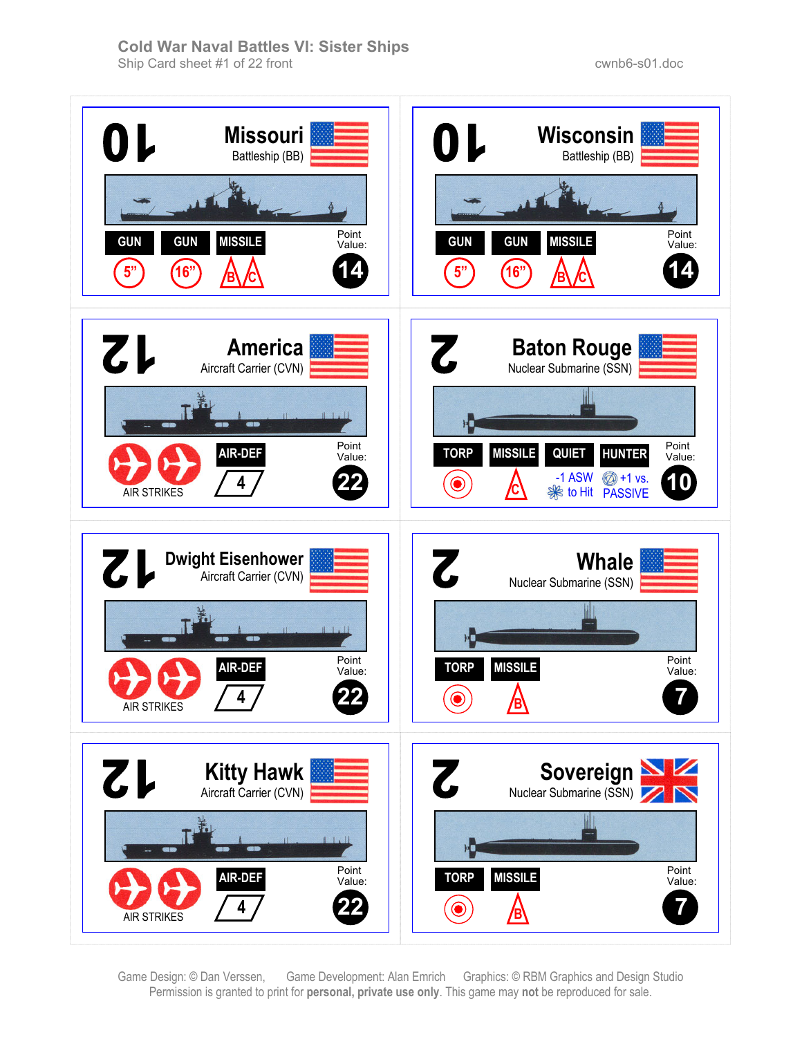# Cold War Naval Battles VI: Sister Ships

Ship Card sheet #1 of 22 front

cwnb6-s01.doc

---

**10** — **Missouri** — Battleship (BB)

GUN 5" | GUN 16" | MISSILE B C

Point Value: **14**

---

**10** — **Wisconsin** — Battleship (BB)

GUN 5" | GUN 16" | MISSILE B C

Point Value: **14**

---

**12** — **America** — Aircraft Carrier (CVN)

AIR STRIKES (2) | AIR-DEF 4

Point Value: **22**

---

**2** — **Baton Rouge** — Nuclear Submarine (SSN)

TORP | MISSILE C | QUIET -1 ASW to Hit | HUNTER +1 vs. PASSIVE

Point Value: **10**

---

**12** — **Dwight Eisenhower** — Aircraft Carrier (CVN)

AIR STRIKES (2) | AIR-DEF 4

Point Value: **22**

---

**2** — **Whale** — Nuclear Submarine (SSN)

TORP | MISSILE B

Point Value: **7**

---

**12** — **Kitty Hawk** — Aircraft Carrier (CVN)

AIR STRIKES (2) | AIR-DEF 4

Point Value: **22**

---

**2** — **Sovereign** — Nuclear Submarine (SSN)

TORP | MISSILE B

Point Value: **7**

---

Game Design: © Dan Verssen, Game Development: Alan Emrich Graphics: © RBM Graphics and Design Studio
Permission is granted to print for **personal, private use only**. This game may **not** be reproduced for sale.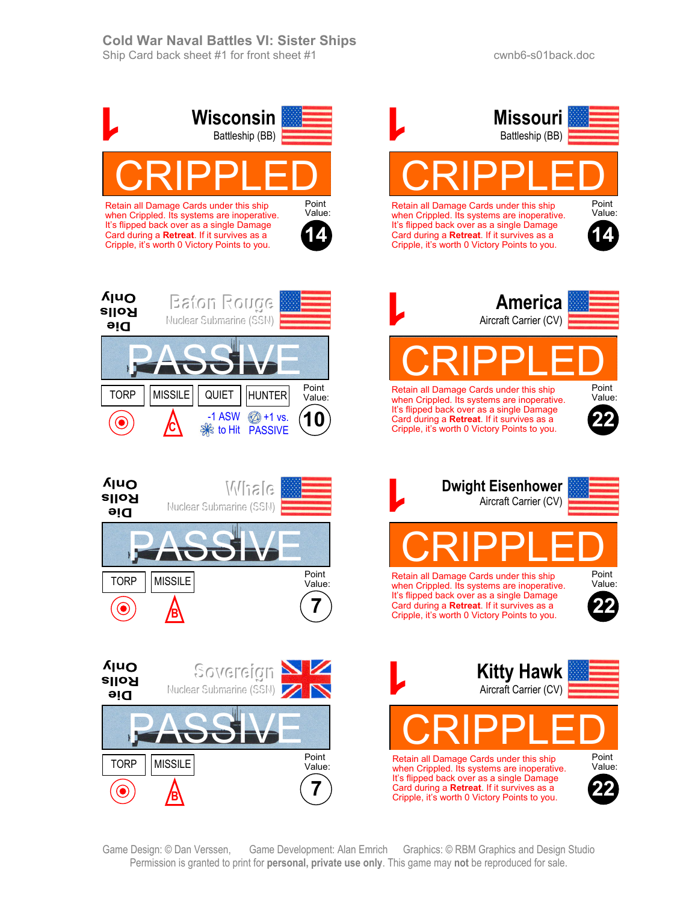# Cold War Naval Battles VI: Sister Ships

Ship Card back sheet #1 for front sheet #1

cwnb6-s01back.doc

## Wisconsin
Battleship (BB)

**CRIPPLED**

Retain all Damage Cards under this ship when Crippled. Its systems are inoperative. It's flipped back over as a single Damage Card during a **Retreat**. If it survives as a Cripple, it's worth 0 Victory Points to you.

Point Value: 14

## Missouri
Battleship (BB)

**CRIPPLED**

Retain all Damage Cards under this ship when Crippled. Its systems are inoperative. It's flipped back over as a single Damage Card during a **Retreat**. If it survives as a Cripple, it's worth 0 Victory Points to you.

Point Value: 14

## Baton Rouge
Nuclear Submarine (SSN)

Die Rolls Only

**PASSIVE**

| TORP | MISSILE | QUIET | HUNTER |
|---|---|---|---|
| | C | -1 ASW to Hit | +1 vs. PASSIVE |

Point Value: 10

## America
Aircraft Carrier (CV)

**CRIPPLED**

Retain all Damage Cards under this ship when Crippled. Its systems are inoperative. It's flipped back over as a single Damage Card during a **Retreat**. If it survives as a Cripple, it's worth 0 Victory Points to you.

Point Value: 22

## Whale
Nuclear Submarine (SSN)

Die Rolls Only

**PASSIVE**

| TORP | MISSILE |
|---|---|
| | B |

Point Value: 7

## Dwight Eisenhower
Aircraft Carrier (CV)

**CRIPPLED**

Retain all Damage Cards under this ship when Crippled. Its systems are inoperative. It's flipped back over as a single Damage Card during a **Retreat**. If it survives as a Cripple, it's worth 0 Victory Points to you.

Point Value: 22

## Sovereign
Nuclear Submarine (SSN)

Die Rolls Only

**PASSIVE**

| TORP | MISSILE |
|---|---|
| | B |

Point Value: 7

## Kitty Hawk
Aircraft Carrier (CV)

**CRIPPLED**

Retain all Damage Cards under this ship when Crippled. Its systems are inoperative. It's flipped back over as a single Damage Card during a **Retreat**. If it survives as a Cripple, it's worth 0 Victory Points to you.

Point Value: 22

Game Design: © Dan Verssen, Game Development: Alan Emrich Graphics: © RBM Graphics and Design Studio
Permission is granted to print for **personal, private use only**. This game may **not** be reproduced for sale.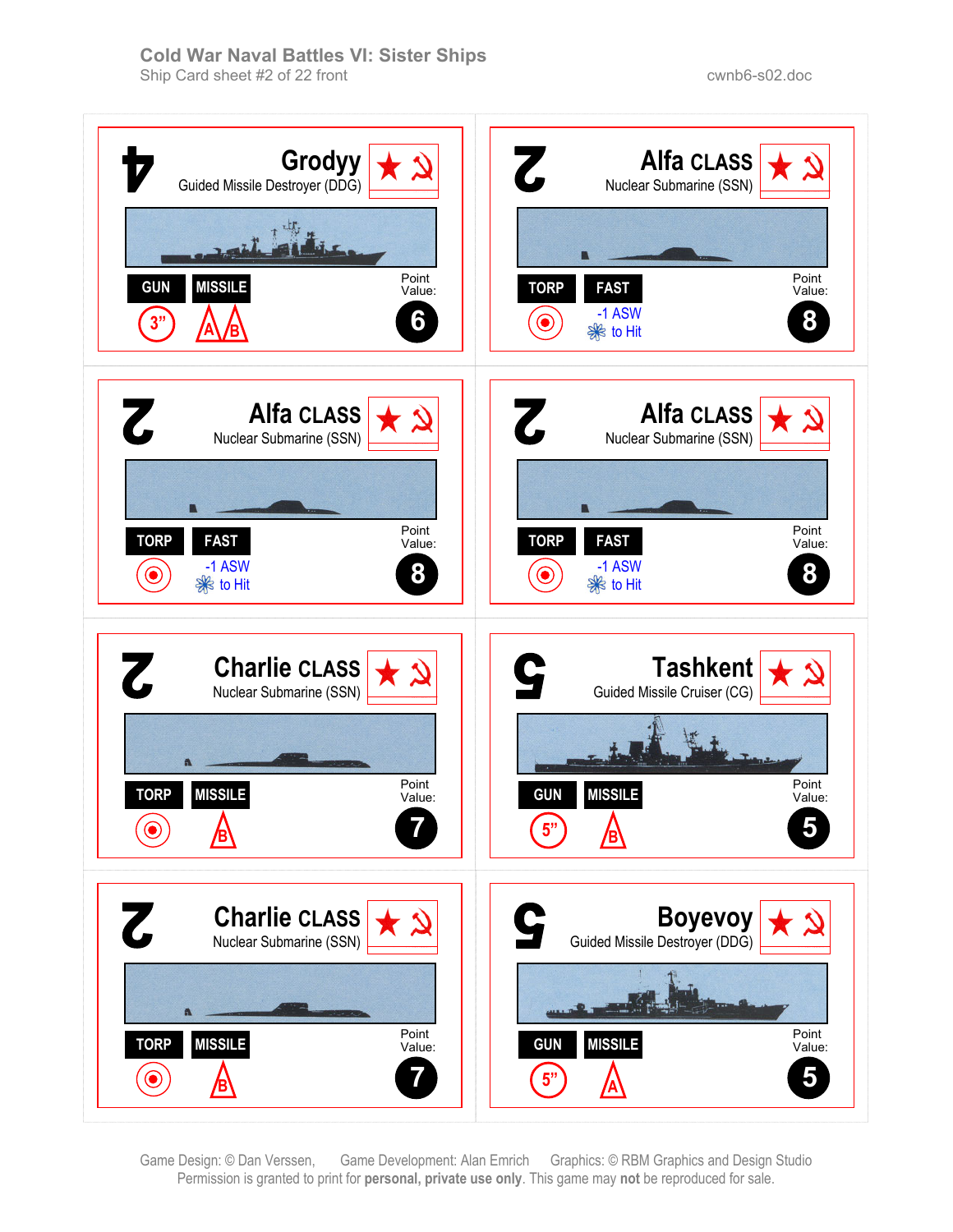**Cold War Naval Battles VI: Sister Ships**
Ship Card sheet #2 of 22 front

cwnb6-s02.doc

---

4 **Grodyy**
Guided Missile Destroyer (DDG)

GUN: 3”
MISSILE: A B

Point Value: 6

---

2 **Alfa CLASS**
Nuclear Submarine (SSN)

TORP
FAST: -1 ASW to Hit

Point Value: 8

---

2 **Alfa CLASS**
Nuclear Submarine (SSN)

TORP
FAST: -1 ASW to Hit

Point Value: 8

---

2 **Alfa CLASS**
Nuclear Submarine (SSN)

TORP
FAST: -1 ASW to Hit

Point Value: 8

---

2 **Charlie CLASS**
Nuclear Submarine (SSN)

TORP
MISSILE: B

Point Value: 7

---

5 **Tashkent**
Guided Missile Cruiser (CG)

GUN: 5”
MISSILE: B

Point Value: 5

---

2 **Charlie CLASS**
Nuclear Submarine (SSN)

TORP
MISSILE: B

Point Value: 7

---

5 **Boyevoy**
Guided Missile Destroyer (DDG)

GUN: 5”
MISSILE: A

Point Value: 5

---

Game Design: © Dan Verssen, Game Development: Alan Emrich Graphics: © RBM Graphics and Design Studio
Permission is granted to print for **personal, private use only**. This game may **not** be reproduced for sale.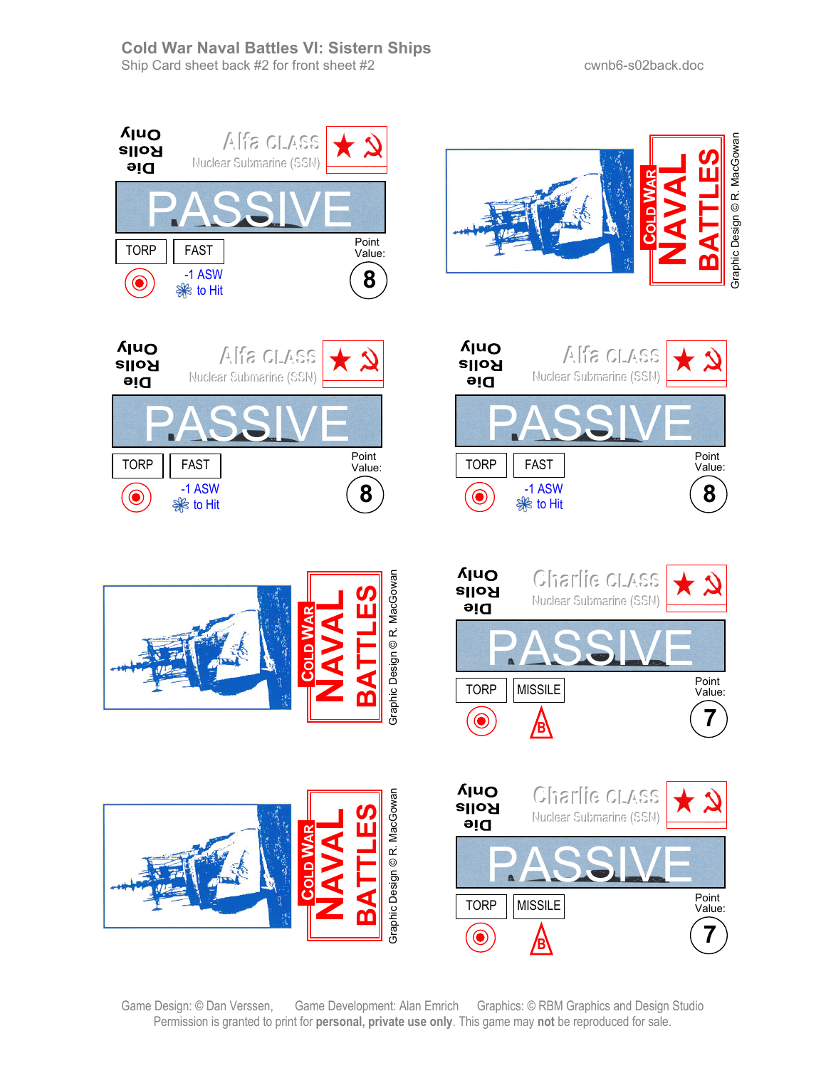# Cold War Naval Battles VI: Sistern Ships

Ship Card sheet back #2 for front sheet #2

cwnb6-s02back.doc

Die Rolls Only

Alfa CLASS
Nuclear Submarine (SSN)

PASSIVE

TORP | FAST

-1 ASW to Hit

Point Value: 8

COLD WAR NAVAL BATTLES

Graphic Design © R. MacGowan

Die Rolls Only

Alfa CLASS
Nuclear Submarine (SSN)

PASSIVE

TORP | FAST

-1 ASW to Hit

Point Value: 8

Die Rolls Only

Alfa CLASS
Nuclear Submarine (SSN)

PASSIVE

TORP | FAST

-1 ASW to Hit

Point Value: 8

COLD WAR NAVAL BATTLES

Graphic Design © R. MacGowan

Die Rolls Only

Charlie CLASS
Nuclear Submarine (SSN)

PASSIVE

TORP | MISSILE

B

Point Value: 7

COLD WAR NAVAL BATTLES

Graphic Design © R. MacGowan

Die Rolls Only

Charlie CLASS
Nuclear Submarine (SSN)

PASSIVE

TORP | MISSILE

B

Point Value: 7

Game Design: © Dan Verssen, Game Development: Alan Emrich Graphics: © RBM Graphics and Design Studio
Permission is granted to print for **personal, private use only**. This game may **not** be reproduced for sale.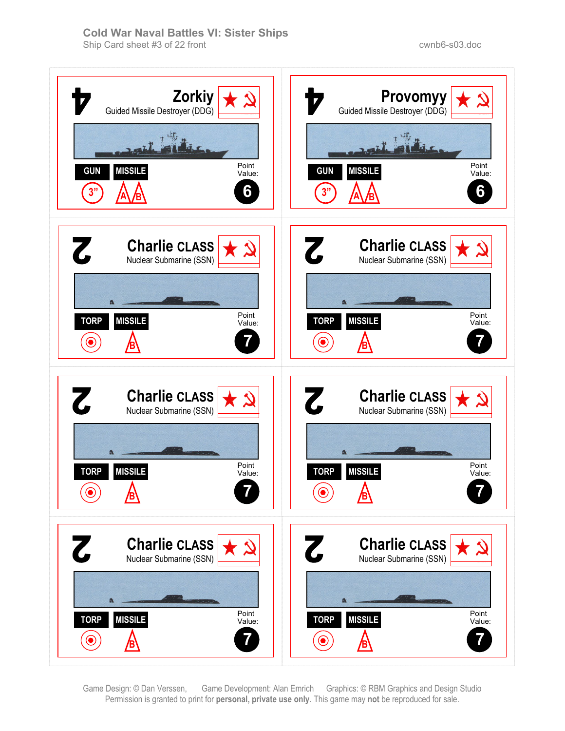Cold War Naval Battles VI: Sister Ships
Ship Card sheet #3 of 22 front

cwnb6-s03.doc

**Zorkiy**
Guided Missile Destroyer (DDG)

GUN | MISSILE
3" | A B

Point Value: 6

**Provomyy**
Guided Missile Destroyer (DDG)

GUN | MISSILE
3" | A B

Point Value: 6

**Charlie CLASS**
Nuclear Submarine (SSN)

TORP | MISSILE
B

Point Value: 7

**Charlie CLASS**
Nuclear Submarine (SSN)

TORP | MISSILE
B

Point Value: 7

**Charlie CLASS**
Nuclear Submarine (SSN)

TORP | MISSILE
B

Point Value: 7

**Charlie CLASS**
Nuclear Submarine (SSN)

TORP | MISSILE
B

Point Value: 7

**Charlie CLASS**
Nuclear Submarine (SSN)

TORP | MISSILE
B

Point Value: 7

**Charlie CLASS**
Nuclear Submarine (SSN)

TORP | MISSILE
B

Point Value: 7

Game Design: © Dan Verssen, Game Development: Alan Emrich Graphics: © RBM Graphics and Design Studio
Permission is granted to print for **personal, private use only**. This game may **not** be reproduced for sale.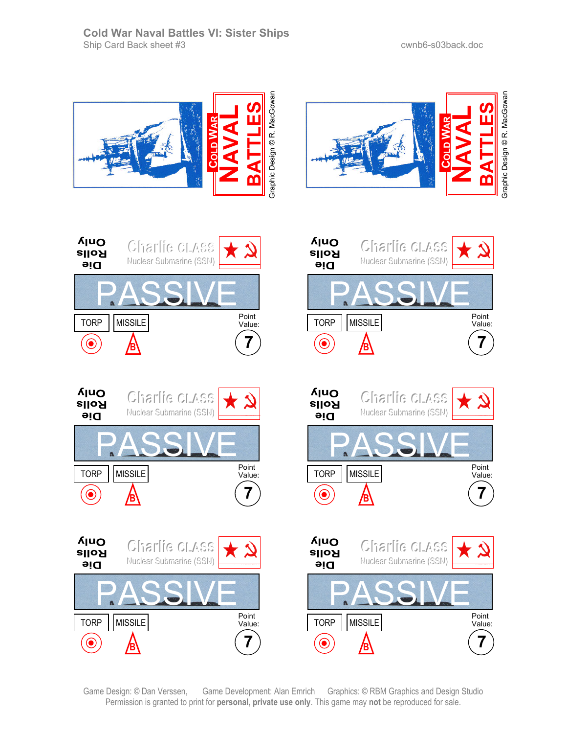# Cold War Naval Battles VI: Sister Ships

Ship Card Back sheet #3

cwnb6-s03back.doc

COLD WAR NAVAL BATTLES

Graphic Design © R. MacGowan

COLD WAR NAVAL BATTLES

Graphic Design © R. MacGowan

Die Rolls Only

Charlie CLASS

Nuclear Submarine (SSN)

PASSIVE

TORP | MISSILE

Point Value: 7

Die Rolls Only

Charlie CLASS

Nuclear Submarine (SSN)

PASSIVE

TORP | MISSILE

Point Value: 7

Die Rolls Only

Charlie CLASS

Nuclear Submarine (SSN)

PASSIVE

TORP | MISSILE

Point Value: 7

Die Rolls Only

Charlie CLASS

Nuclear Submarine (SSN)

PASSIVE

TORP | MISSILE

Point Value: 7

Die Rolls Only

Charlie CLASS

Nuclear Submarine (SSN)

PASSIVE

TORP | MISSILE

Point Value: 7

Die Rolls Only

Charlie CLASS

Nuclear Submarine (SSN)

PASSIVE

TORP | MISSILE

Point Value: 7

Game Design: © Dan Verssen, Game Development: Alan Emrich Graphics: © RBM Graphics and Design Studio

Permission is granted to print for **personal, private use only**. This game may **not** be reproduced for sale.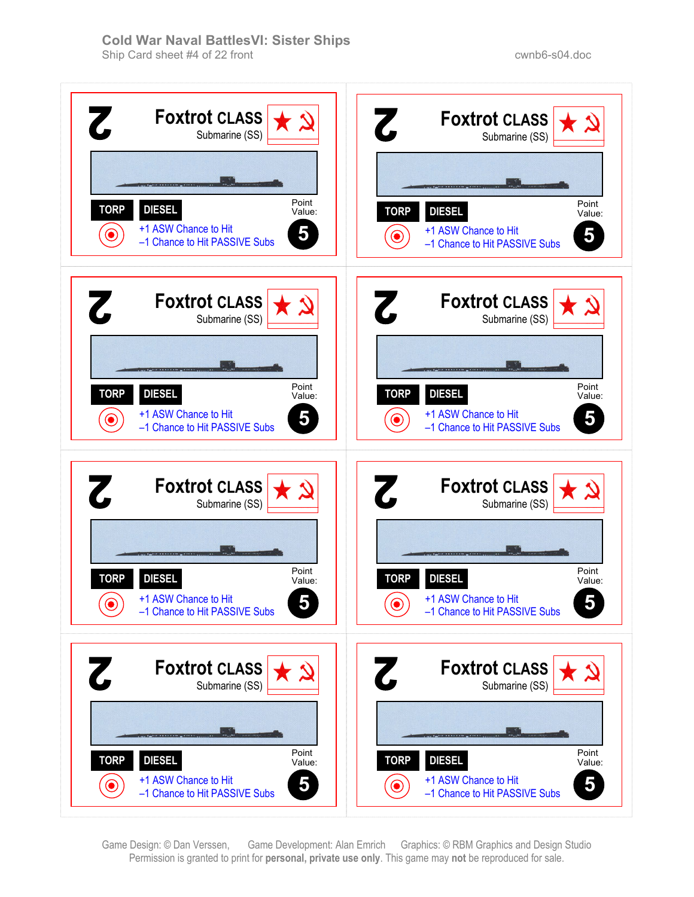**Cold War Naval Battles VI: Sister Ships**
Ship Card sheet #4 of 22 front

cwnb6-s04.doc

---

2 **Foxtrot CLASS**
Submarine (SS)

TORP | DIESEL

+1 ASW Chance to Hit
–1 Chance to Hit PASSIVE Subs

Point Value: **5**

---

2 **Foxtrot CLASS**
Submarine (SS)

TORP | DIESEL

+1 ASW Chance to Hit
–1 Chance to Hit PASSIVE Subs

Point Value: **5**

---

2 **Foxtrot CLASS**
Submarine (SS)

TORP | DIESEL

+1 ASW Chance to Hit
–1 Chance to Hit PASSIVE Subs

Point Value: **5**

---

2 **Foxtrot CLASS**
Submarine (SS)

TORP | DIESEL

+1 ASW Chance to Hit
–1 Chance to Hit PASSIVE Subs

Point Value: **5**

---

2 **Foxtrot CLASS**
Submarine (SS)

TORP | DIESEL

+1 ASW Chance to Hit
–1 Chance to Hit PASSIVE Subs

Point Value: **5**

---

2 **Foxtrot CLASS**
Submarine (SS)

TORP | DIESEL

+1 ASW Chance to Hit
–1 Chance to Hit PASSIVE Subs

Point Value: **5**

---

2 **Foxtrot CLASS**
Submarine (SS)

TORP | DIESEL

+1 ASW Chance to Hit
–1 Chance to Hit PASSIVE Subs

Point Value: **5**

---

2 **Foxtrot CLASS**
Submarine (SS)

TORP | DIESEL

+1 ASW Chance to Hit
–1 Chance to Hit PASSIVE Subs

Point Value: **5**

---

Game Design: © Dan Verssen, Game Development: Alan Emrich Graphics: © RBM Graphics and Design Studio
Permission is granted to print for **personal, private use only**. This game may **not** be reproduced for sale.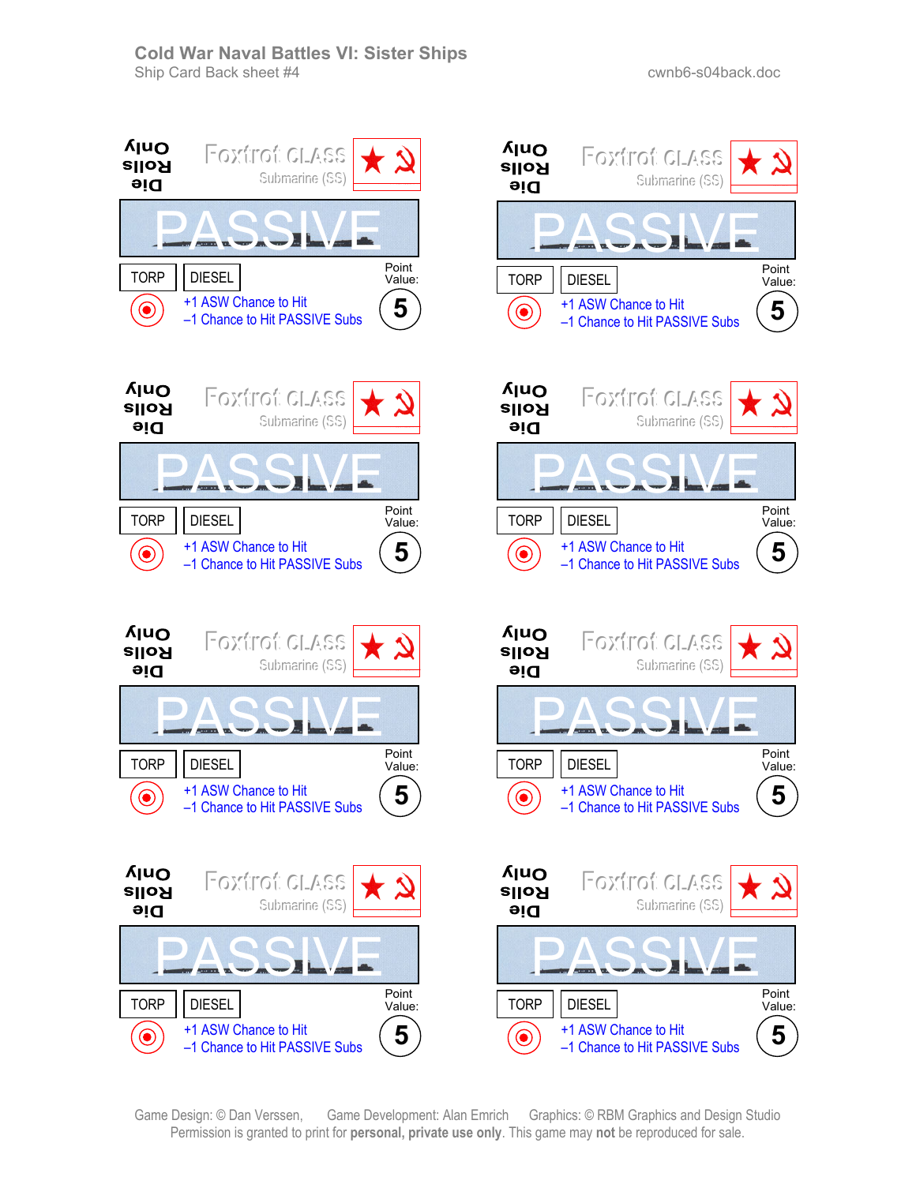# Cold War Naval Battles VI: Sister Ships

Ship Card Back sheet #4

cwnb6-s04back.doc

Die Rolls Only

Foxtrot CLASS
Submarine (SS)

PASSIVE

TORP | DIESEL

Point Value: 5

+1 ASW Chance to Hit
–1 Chance to Hit PASSIVE Subs

Die Rolls Only

Foxtrot CLASS
Submarine (SS)

PASSIVE

TORP | DIESEL

Point Value: 5

+1 ASW Chance to Hit
–1 Chance to Hit PASSIVE Subs

Die Rolls Only

Foxtrot CLASS
Submarine (SS)

PASSIVE

TORP | DIESEL

Point Value: 5

+1 ASW Chance to Hit
–1 Chance to Hit PASSIVE Subs

Die Rolls Only

Foxtrot CLASS
Submarine (SS)

PASSIVE

TORP | DIESEL

Point Value: 5

+1 ASW Chance to Hit
–1 Chance to Hit PASSIVE Subs

Die Rolls Only

Foxtrot CLASS
Submarine (SS)

PASSIVE

TORP | DIESEL

Point Value: 5

+1 ASW Chance to Hit
–1 Chance to Hit PASSIVE Subs

Die Rolls Only

Foxtrot CLASS
Submarine (SS)

PASSIVE

TORP | DIESEL

Point Value: 5

+1 ASW Chance to Hit
–1 Chance to Hit PASSIVE Subs

Die Rolls Only

Foxtrot CLASS
Submarine (SS)

PASSIVE

TORP | DIESEL

Point Value: 5

+1 ASW Chance to Hit
–1 Chance to Hit PASSIVE Subs

Die Rolls Only

Foxtrot CLASS
Submarine (SS)

PASSIVE

TORP | DIESEL

Point Value: 5

+1 ASW Chance to Hit
–1 Chance to Hit PASSIVE Subs

Game Design: © Dan Verssen, Game Development: Alan Emrich Graphics: © RBM Graphics and Design Studio
Permission is granted to print for **personal, private use only**. This game may **not** be reproduced for sale.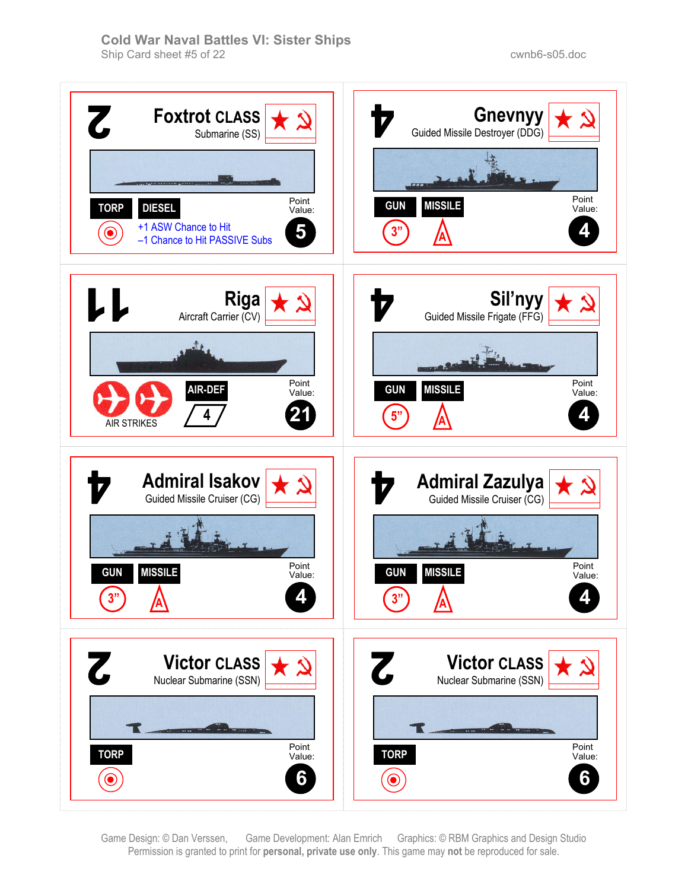# Cold War Naval Battles VI: Sister Ships

Ship Card sheet #5 of 22

cwnb6-s05.doc

---

## Foxtrot CLASS
Submarine (SS)

TORP | DIESEL

+1 ASW Chance to Hit
–1 Chance to Hit PASSIVE Subs

Point Value: 5

---

## Gnevnyy
Guided Missile Destroyer (DDG)

GUN: 3" | MISSILE: A

Point Value: 4

---

## Riga
Aircraft Carrier (CV)

AIR STRIKES (2) | AIR-DEF: 4

Point Value: 21

---

## Sil'nyy
Guided Missile Frigate (FFG)

GUN: 5" | MISSILE: A

Point Value: 4

---

## Admiral Isakov
Guided Missile Cruiser (CG)

GUN: 3" | MISSILE: A

Point Value: 4

---

## Admiral Zazulya
Guided Missile Cruiser (CG)

GUN: 3" | MISSILE: A

Point Value: 4

---

## Victor CLASS
Nuclear Submarine (SSN)

TORP

Point Value: 6

---

## Victor CLASS
Nuclear Submarine (SSN)

TORP

Point Value: 6

---

Game Design: © Dan Verssen, Game Development: Alan Emrich Graphics: © RBM Graphics and Design Studio
Permission is granted to print for **personal, private use only**. This game may **not** be reproduced for sale.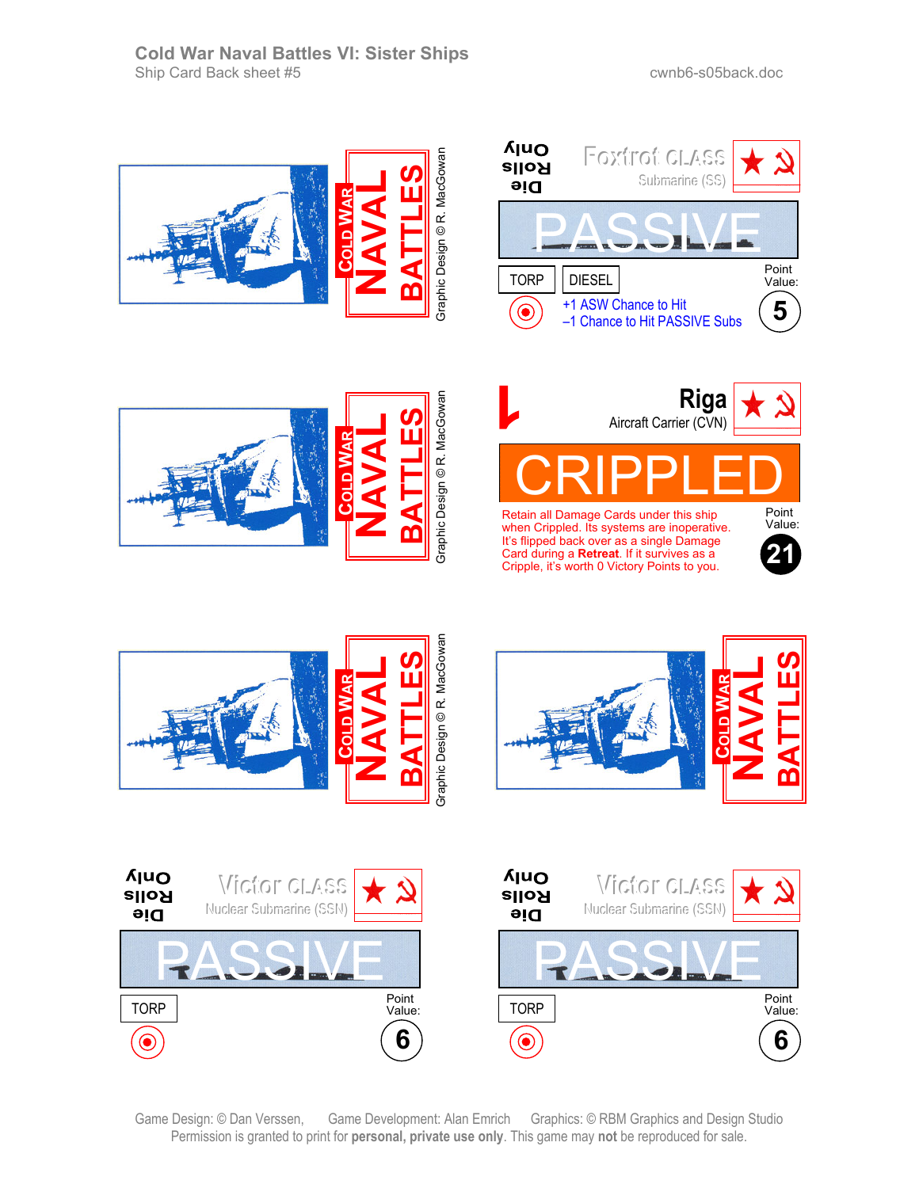## Cold War Naval Battles VI: Sister Ships

Ship Card Back sheet #5

cwnb6-s05back.doc

COLD WAR NAVAL BATTLES

Graphic Design © R. MacGowan

Die Rolls Only

Foxtrot CLASS
Submarine (SS)

PASSIVE

TORP | DIESEL

+1 ASW Chance to Hit
–1 Chance to Hit PASSIVE Subs

Point Value: 5

COLD WAR NAVAL BATTLES

Graphic Design © R. MacGowan

Riga
Aircraft Carrier (CVN)

CRIPPLED

Retain all Damage Cards under this ship when Crippled. Its systems are inoperative. It's flipped back over as a single Damage Card during a **Retreat**. If it survives as a Cripple, it's worth 0 Victory Points to you.

Point Value: 21

COLD WAR NAVAL BATTLES

Graphic Design © R. MacGowan

COLD WAR NAVAL BATTLES

Die Rolls Only

Victor CLASS
Nuclear Submarine (SSN)

PASSIVE

TORP

Point Value: 6

Die Rolls Only

Victor CLASS
Nuclear Submarine (SSN)

PASSIVE

TORP

Point Value: 6

Game Design: © Dan Verssen, Game Development: Alan Emrich Graphics: © RBM Graphics and Design Studio
Permission is granted to print for **personal, private use only**. This game may **not** be reproduced for sale.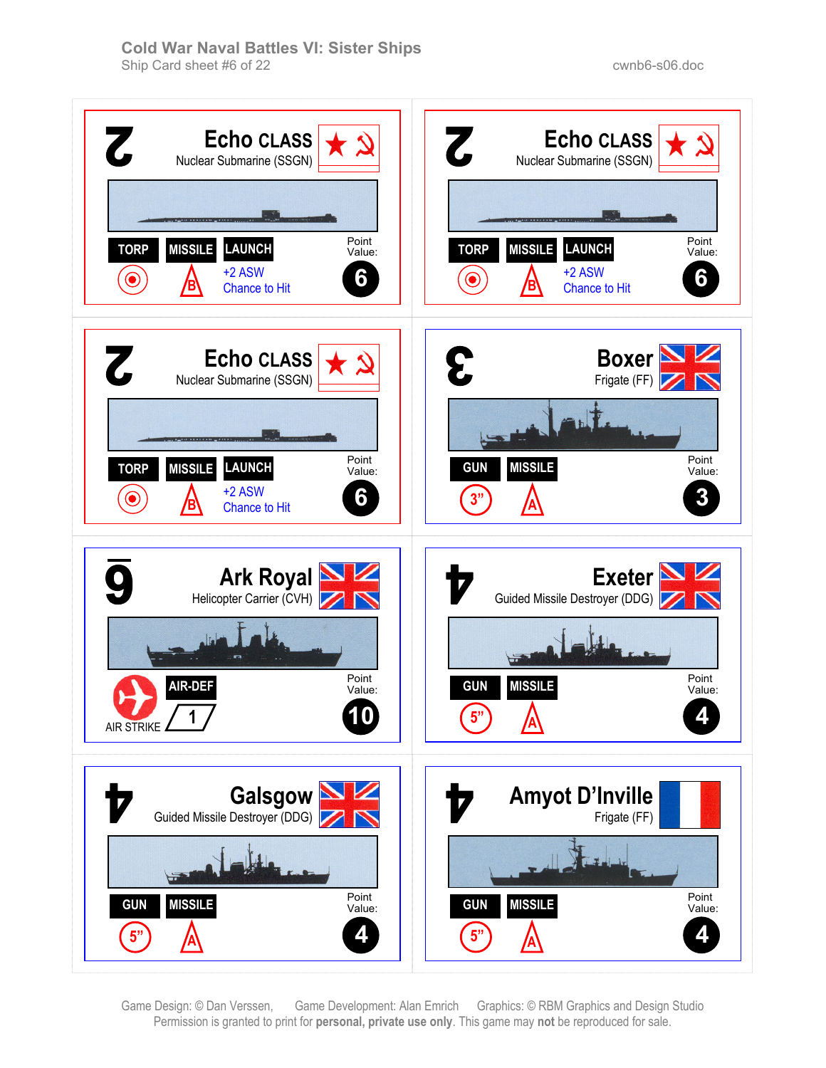Cold War Naval Battles VI: Sister Ships
Ship Card sheet #6 of 22

cwnb6-s06.doc

## Echo CLASS
Nuclear Submarine (SSGN)

2

TORP | MISSILE | LAUNCH

B

+2 ASW Chance to Hit

Point Value: 6

## Echo CLASS
Nuclear Submarine (SSGN)

2

TORP | MISSILE | LAUNCH

B

+2 ASW Chance to Hit

Point Value: 6

## Echo CLASS
Nuclear Submarine (SSGN)

2

TORP | MISSILE | LAUNCH

B

+2 ASW Chance to Hit

Point Value: 6

## Boxer
Frigate (FF)

3

GUN | MISSILE

3" | A

Point Value: 3

## Ark Royal
Helicopter Carrier (CVH)

9

AIR STRIKE | AIR-DEF

1

Point Value: 10

## Exeter
Guided Missile Destroyer (DDG)

4

GUN | MISSILE

5" | A

Point Value: 4

## Galsgow
Guided Missile Destroyer (DDG)

4

GUN | MISSILE

5" | A

Point Value: 4

## Amyot D'Inville
Frigate (FF)

4

GUN | MISSILE

5" | A

Point Value: 4

Game Design: © Dan Verssen, Game Development: Alan Emrich Graphics: © RBM Graphics and Design Studio
Permission is granted to print for **personal, private use only**. This game may **not** be reproduced for sale.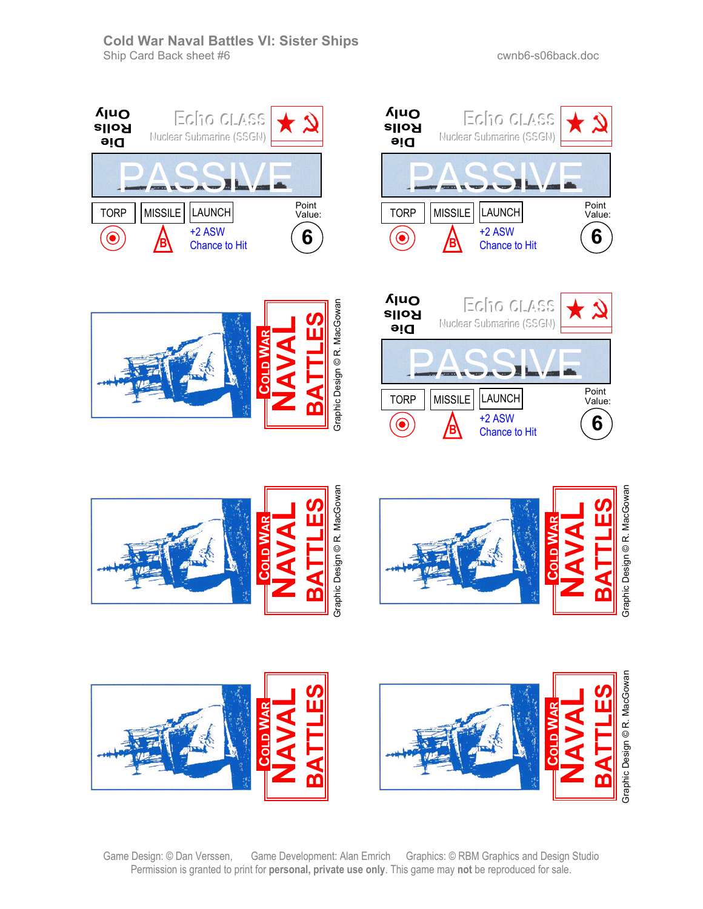# Cold War Naval Battles VI: Sister Ships

Ship Card Back sheet #6

cwnb6-s06back.doc

Die Rolls Only

Echo CLASS
Nuclear Submarine (SSGN)

PASSIVE

| TORP | MISSILE | LAUNCH | Point Value: |
|---|---|---|---|
| | B | +2 ASW Chance to Hit | 6 |

Die Rolls Only

Echo CLASS
Nuclear Submarine (SSGN)

PASSIVE

| TORP | MISSILE | LAUNCH | Point Value: |
|---|---|---|---|
| | B | +2 ASW Chance to Hit | 6 |

COLD WAR NAVAL BATTLES

Graphic Design © R. MacGowan

Die Rolls Only

Echo CLASS
Nuclear Submarine (SSGN)

PASSIVE

| TORP | MISSILE | LAUNCH | Point Value: |
|---|---|---|---|
| | B | +2 ASW Chance to Hit | 6 |

COLD WAR NAVAL BATTLES

Graphic Design © R. MacGowan

COLD WAR NAVAL BATTLES

Graphic Design © R. MacGowan

COLD WAR NAVAL BATTLES

Graphic Design © R. MacGowan

COLD WAR NAVAL BATTLES

Graphic Design © R. MacGowan

Game Design: © Dan Verssen, Game Development: Alan Emrich Graphics: © RBM Graphics and Design Studio
Permission is granted to print for **personal, private use only**. This game may **not** be reproduced for sale.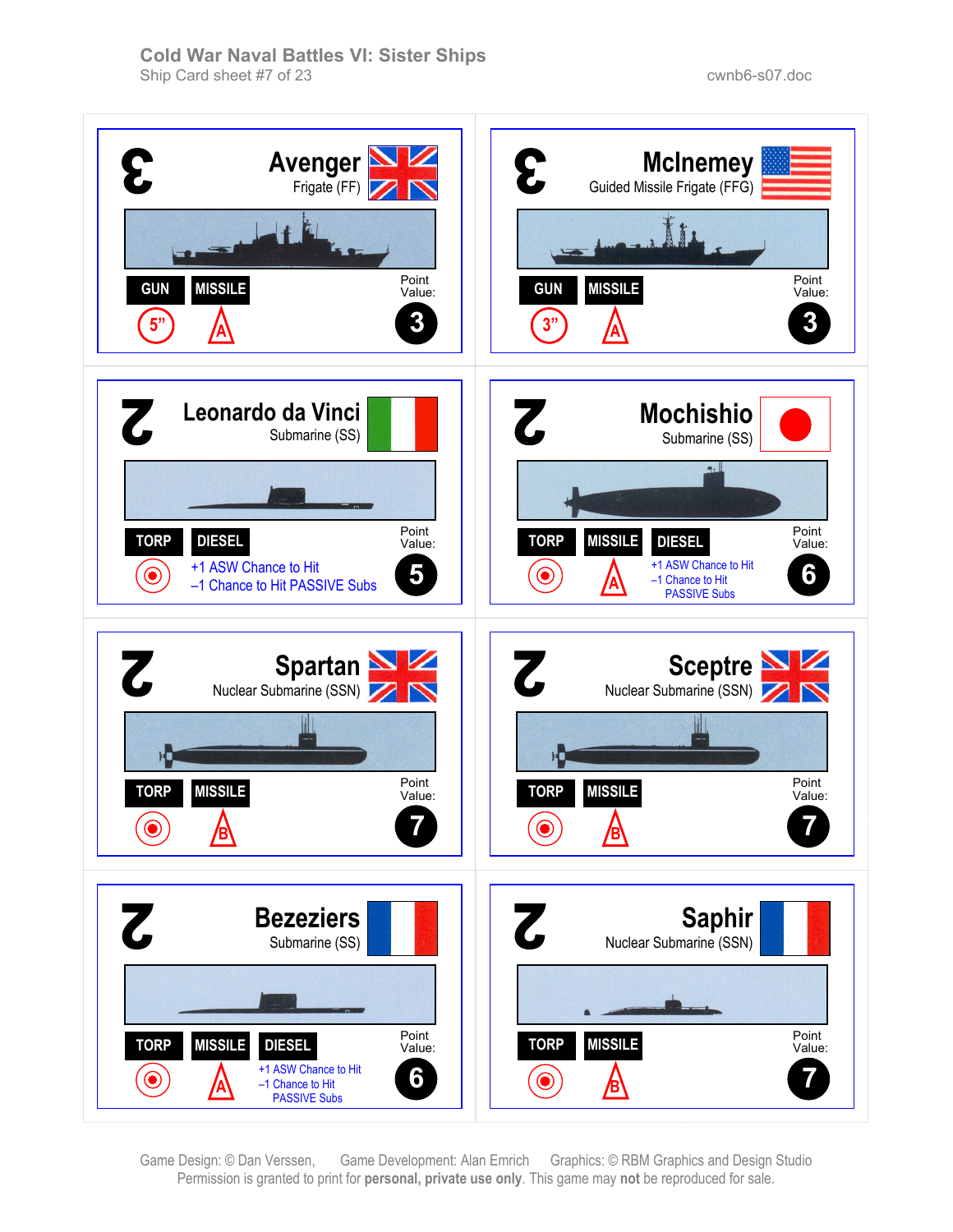# Cold War Naval Battles VI: Sister Ships

Ship Card sheet #7 of 23

cwnb6-s07.doc

## Avenger

Frigate (FF)

3

GUN: 5”

MISSILE: A

Point Value: 3

## McInerney

Guided Missile Frigate (FFG)

3

GUN: 3”

MISSILE: A

Point Value: 3

## Leonardo da Vinci

Submarine (SS)

2

TORP

DIESEL

+1 ASW Chance to Hit

–1 Chance to Hit PASSIVE Subs

Point Value: 5

## Mochishio

Submarine (SS)

2

TORP

MISSILE: A

DIESEL

+1 ASW Chance to Hit

–1 Chance to Hit PASSIVE Subs

Point Value: 6

## Spartan

Nuclear Submarine (SSN)

2

TORP

MISSILE: B

Point Value: 7

## Sceptre

Nuclear Submarine (SSN)

2

TORP

MISSILE: B

Point Value: 7

## Bezeziers

Submarine (SS)

2

TORP

MISSILE: A

DIESEL

+1 ASW Chance to Hit

–1 Chance to Hit PASSIVE Subs

Point Value: 6

## Saphir

Nuclear Submarine (SSN)

2

TORP

MISSILE: B

Point Value: 7

Game Design: © Dan Verssen, Game Development: Alan Emrich Graphics: © RBM Graphics and Design Studio

Permission is granted to print for **personal, private use only**. This game may **not** be reproduced for sale.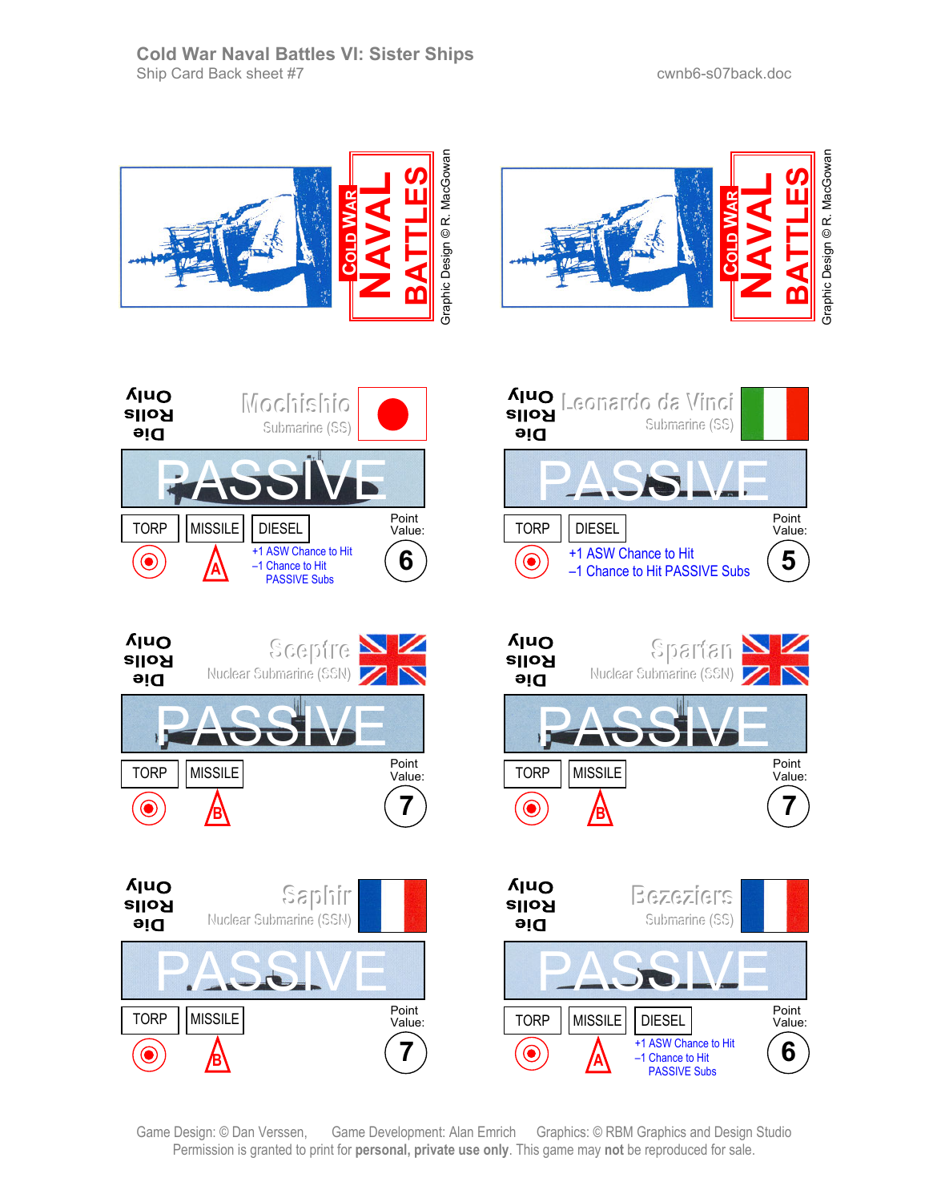# Cold War Naval Battles VI: Sister Ships

Ship Card Back sheet #7

cwnb6-s07back.doc

COLD WAR NAVAL BATTLES

Graphic Design © R. MacGowan

COLD WAR NAVAL BATTLES

Graphic Design © R. MacGowan

---

**Die Rolls Only**

**Mochishio** — Submarine (SS)

PASSIVE

TORP | MISSILE | DIESEL

A

+1 ASW Chance to Hit
–1 Chance to Hit PASSIVE Subs

Point Value: 6

---

**Die Rolls Only**

**Leonardo da Vinci** — Submarine (SS)

PASSIVE

TORP | DIESEL

+1 ASW Chance to Hit
–1 Chance to Hit PASSIVE Subs

Point Value: 5

---

**Die Rolls Only**

**Sceptre** — Nuclear Submarine (SSN)

PASSIVE

TORP | MISSILE

B

Point Value: 7

---

**Die Rolls Only**

**Spartan** — Nuclear Submarine (SSN)

PASSIVE

TORP | MISSILE

B

Point Value: 7

---

**Die Rolls Only**

**Saphir** — Nuclear Submarine (SSN)

PASSIVE

TORP | MISSILE

B

Point Value: 7

---

**Die Rolls Only**

**Bezeziers** — Submarine (SS)

PASSIVE

TORP | MISSILE | DIESEL

A

+1 ASW Chance to Hit
–1 Chance to Hit PASSIVE Subs

Point Value: 6

---

Game Design: © Dan Verssen, Game Development: Alan Emrich Graphics: © RBM Graphics and Design Studio
Permission is granted to print for **personal, private use only**. This game may **not** be reproduced for sale.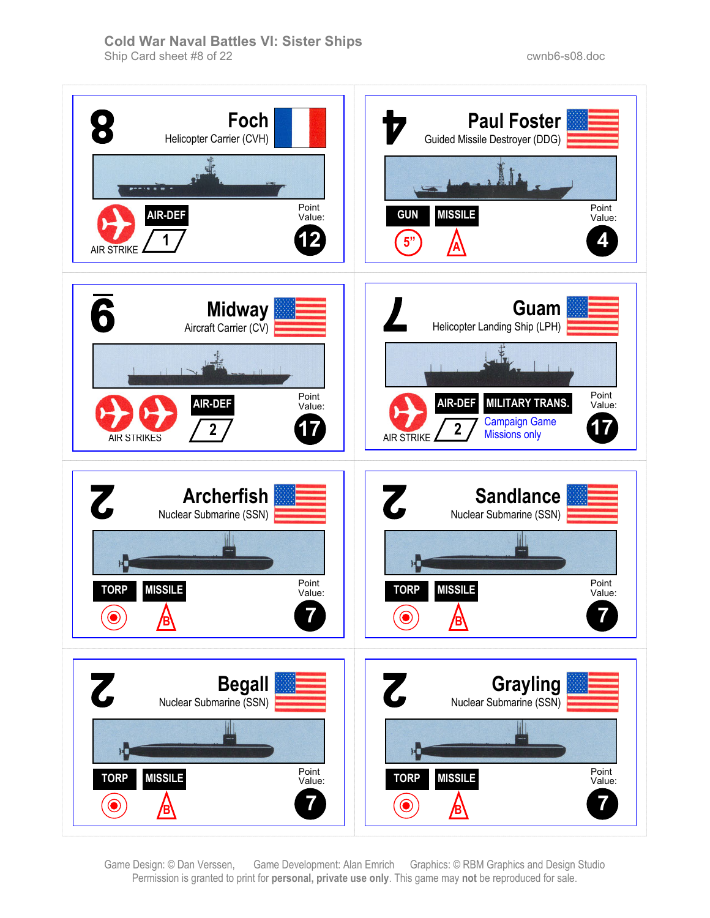# Cold War Naval Battles VI: Sister Ships

Ship Card sheet #8 of 22

cwnb6-s08.doc

## 8 Foch

Helicopter Carrier (CVH)

AIR STRIKE | AIR-DEF 1

Point Value: 12

## 4 Paul Foster

Guided Missile Destroyer (DDG)

GUN 5” | MISSILE A

Point Value: 4

## 6 Midway

Aircraft Carrier (CV)

AIR STRIKES | AIR-DEF 2

Point Value: 17

## 7 Guam

Helicopter Landing Ship (LPH)

AIR STRIKE | AIR-DEF 2 | MILITARY TRANS. Campaign Game Missions only

Point Value: 17

## 2 Archerfish

Nuclear Submarine (SSN)

TORP | MISSILE B

Point Value: 7

## 2 Sandlance

Nuclear Submarine (SSN)

TORP | MISSILE B

Point Value: 7

## 2 Begall

Nuclear Submarine (SSN)

TORP | MISSILE B

Point Value: 7

## 2 Grayling

Nuclear Submarine (SSN)

TORP | MISSILE B

Point Value: 7

Game Design: © Dan Verssen, Game Development: Alan Emrich Graphics: © RBM Graphics and Design Studio

Permission is granted to print for **personal, private use only**. This game may **not** be reproduced for sale.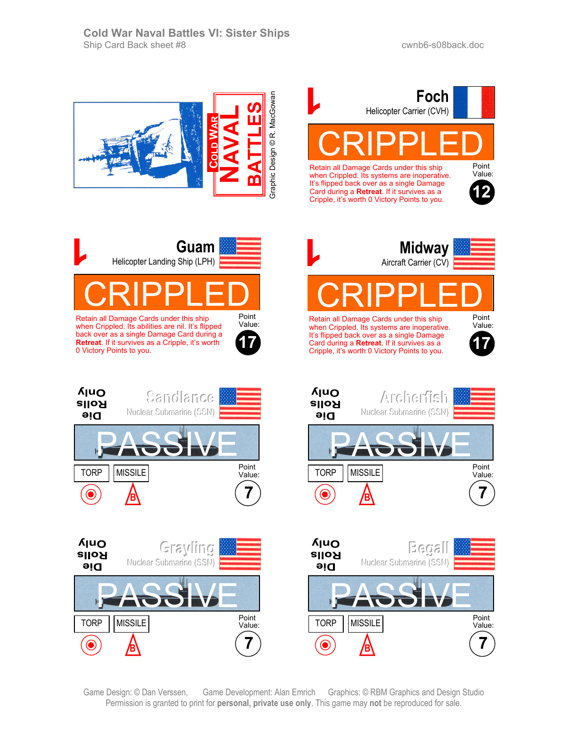Cold War Naval Battles VI: Sister Ships

Ship Card Back sheet #8

cwnb6-s08back.doc

COLD WAR NAVAL BATTLES

Graphic Design © R. MacGowan

## Foch

Helicopter Carrier (CVH)

**CRIPPLED**

Retain all Damage Cards under this ship when Crippled. Its systems are inoperative. It's flipped back over as a single Damage Card during a **Retreat**. If it survives as a Cripple, it's worth 0 Victory Points to you.

Point Value: 12

## Guam

Helicopter Landing Ship (LPH)

**CRIPPLED**

Retain all Damage Cards under this ship when Crippled. Its abilities are nil. It's flipped back over as a single Damage Card during a **Retreat**. If it survives as a Cripple, it's worth 0 Victory Points to you.

Point Value: 17

## Midway

Aircraft Carrier (CV)

**CRIPPLED**

Retain all Damage Cards under this ship when Crippled. Its systems are inoperative. It's flipped back over as a single Damage Card during a **Retreat**. If it survives as a Cripple, it's worth 0 Victory Points to you.

Point Value: 17

## Sandlance

Nuclear Submarine (SSN)

Die Rolls Only

**PASSIVE**

TORP | MISSILE

Point Value: 7

## Archerfish

Nuclear Submarine (SSN)

Die Rolls Only

**PASSIVE**

TORP | MISSILE

Point Value: 7

## Grayling

Nuclear Submarine (SSN)

Die Rolls Only

**PASSIVE**

TORP | MISSILE

Point Value: 7

## Begall

Nuclear Submarine (SSN)

Die Rolls Only

**PASSIVE**

TORP | MISSILE

Point Value: 7

Game Design: © Dan Verssen, Game Development: Alan Emrich Graphics: © RBM Graphics and Design Studio

Permission is granted to print for **personal, private use only**. This game may **not** be reproduced for sale.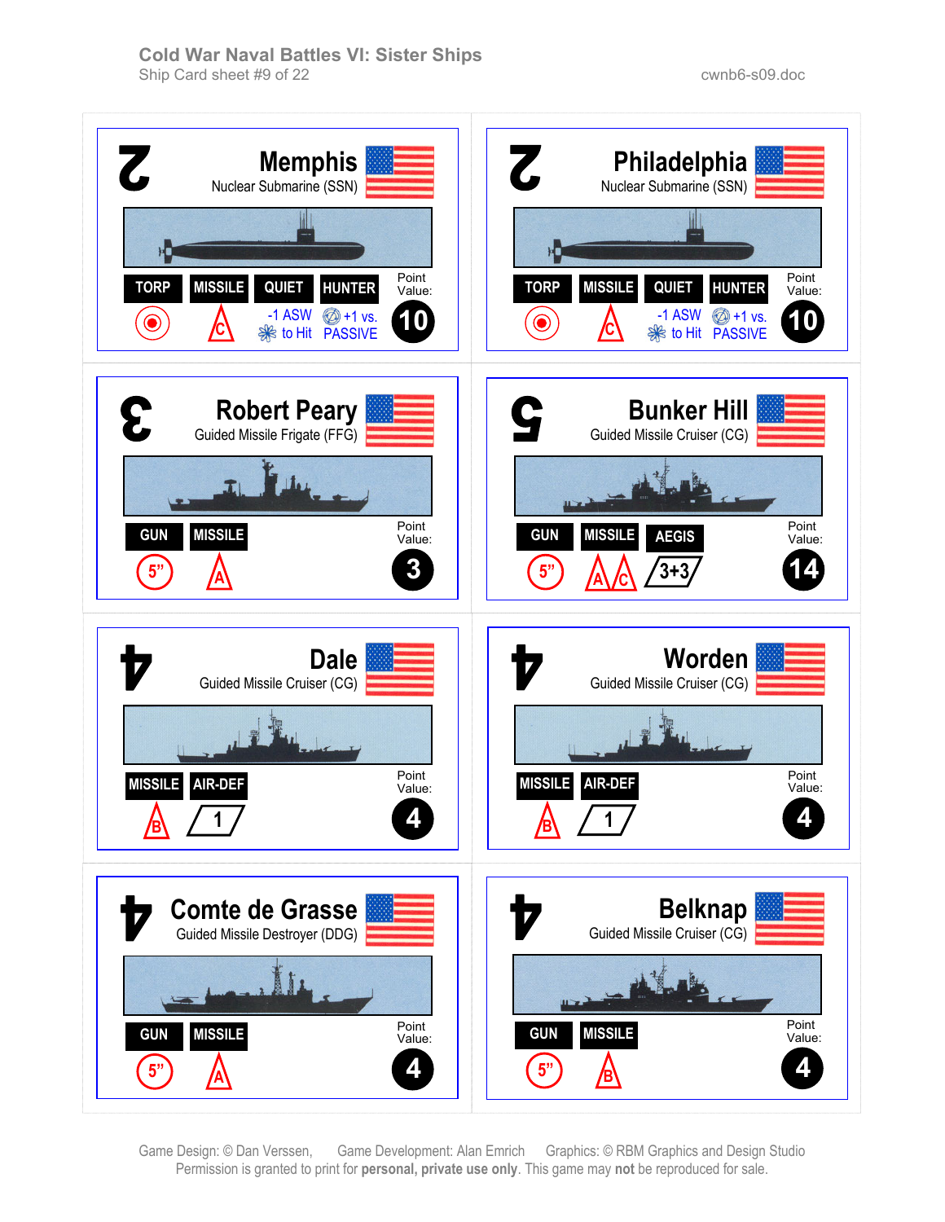# Cold War Naval Battles VI: Sister Ships

Ship Card sheet #9 of 22

cwnb6-s09.doc

## Memphis

2

Nuclear Submarine (SSN)

TORP | MISSILE (C) | QUIET: -1 ASW to Hit | HUNTER: +1 vs. PASSIVE

Point Value: 10

## Philadelphia

2

Nuclear Submarine (SSN)

TORP | MISSILE (C) | QUIET: -1 ASW to Hit | HUNTER: +1 vs. PASSIVE

Point Value: 10

## Robert Peary

3

Guided Missile Frigate (FFG)

GUN (5") | MISSILE (A)

Point Value: 3

## Bunker Hill

5

Guided Missile Cruiser (CG)

GUN (5") | MISSILE (A, C) | AEGIS (3+3)

Point Value: 14

## Dale

4

Guided Missile Cruiser (CG)

MISSILE (B) | AIR-DEF (1)

Point Value: 4

## Worden

4

Guided Missile Cruiser (CG)

MISSILE (B) | AIR-DEF (1)

Point Value: 4

## Comte de Grasse

4

Guided Missile Destroyer (DDG)

GUN (5") | MISSILE (A)

Point Value: 4

## Belknap

4

Guided Missile Cruiser (CG)

GUN (5") | MISSILE (B)

Point Value: 4

Game Design: © Dan Verssen, Game Development: Alan Emrich Graphics: © RBM Graphics and Design Studio

Permission is granted to print for **personal, private use only**. This game may **not** be reproduced for sale.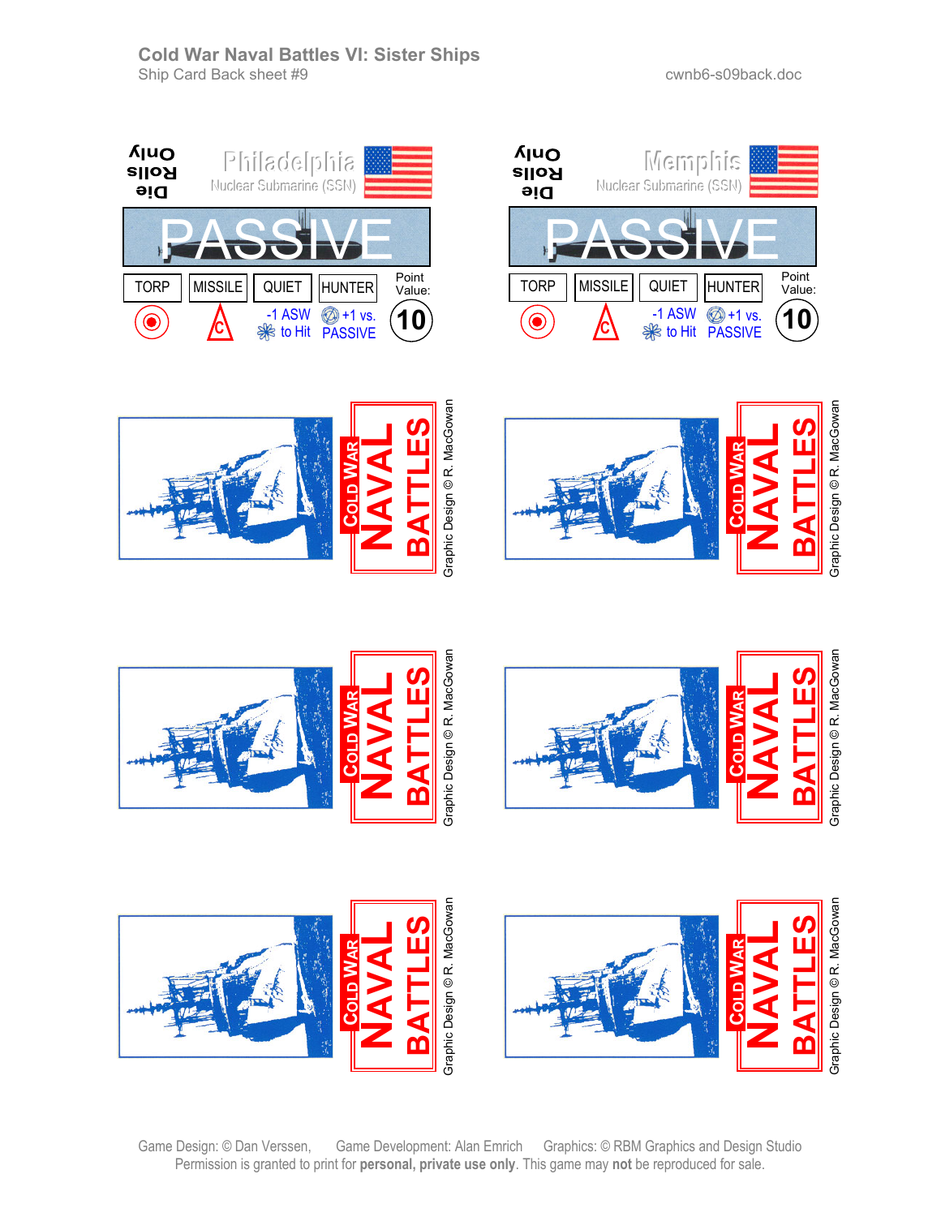# Cold War Naval Battles VI: Sister Ships

Ship Card Back sheet #9

cwnb6-s09back.doc

Die Rolls Only

**Philadelphia**
Nuclear Submarine (SSN)

PASSIVE

| TORP | MISSILE | QUIET | HUNTER | Point Value: |
|---|---|---|---|---|
| | C | -1 ASW to Hit | +1 vs. PASSIVE | 10 |

Die Rolls Only

**Memphis**
Nuclear Submarine (SSN)

PASSIVE

| TORP | MISSILE | QUIET | HUNTER | Point Value: |
|---|---|---|---|---|
| | C | -1 ASW to Hit | +1 vs. PASSIVE | 10 |

COLD WAR NAVAL BATTLES
Graphic Design © R. MacGowan

COLD WAR NAVAL BATTLES
Graphic Design © R. MacGowan

COLD WAR NAVAL BATTLES
Graphic Design © R. MacGowan

COLD WAR NAVAL BATTLES
Graphic Design © R. MacGowan

COLD WAR NAVAL BATTLES
Graphic Design © R. MacGowan

COLD WAR NAVAL BATTLES
Graphic Design © R. MacGowan

Game Design: © Dan Verssen, Game Development: Alan Emrich Graphics: © RBM Graphics and Design Studio
Permission is granted to print for **personal, private use only**. This game may **not** be reproduced for sale.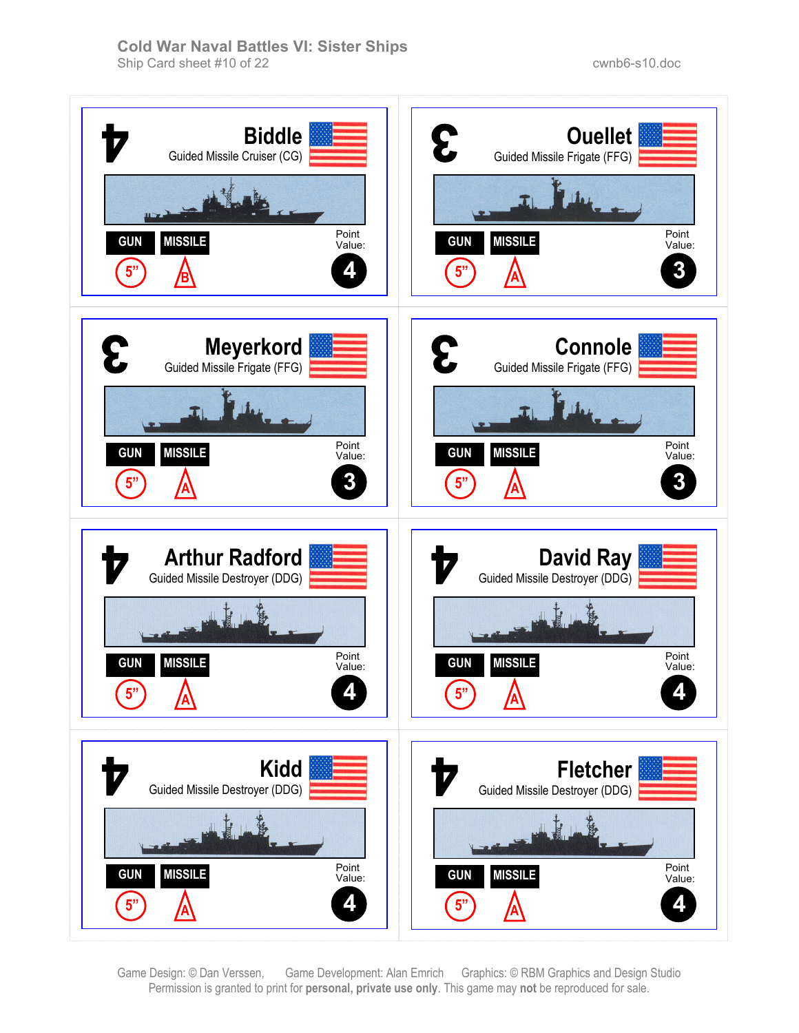# Cold War Naval Battles VI: Sister Ships

Ship Card sheet #10 of 22

cwnb6-s10.doc

| Ship | Type | Gun | Missile | Point Value |
|---|---|---|---|---|
| Biddle | Guided Missile Cruiser (CG) | 5" | B | 4 |
| Ouellet | Guided Missile Frigate (FFG) | 5" | A | 3 |
| Meyerkord | Guided Missile Frigate (FFG) | 5" | A | 3 |
| Connole | Guided Missile Frigate (FFG) | 5" | A | 3 |
| Arthur Radford | Guided Missile Destroyer (DDG) | 5" | A | 4 |
| David Ray | Guided Missile Destroyer (DDG) | 5" | A | 4 |
| Kidd | Guided Missile Destroyer (DDG) | 5" | A | 4 |
| Fletcher | Guided Missile Destroyer (DDG) | 5" | A | 4 |

Game Design: © Dan Verssen, Game Development: Alan Emrich Graphics: © RBM Graphics and Design Studio

Permission is granted to print for **personal, private use only**. This game may **not** be reproduced for sale.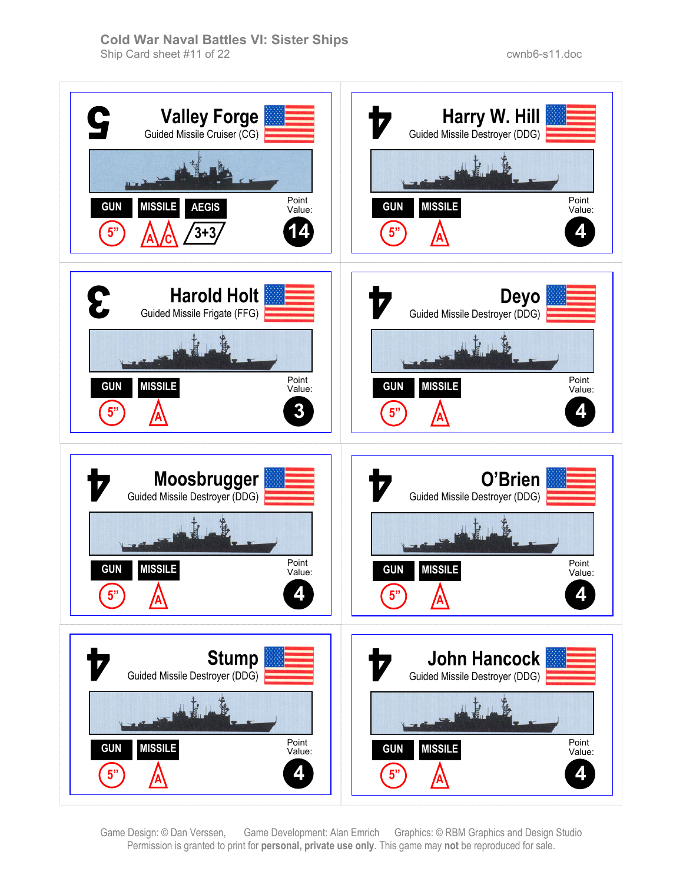# Cold War Naval Battles VI: Sister Ships

Ship Card sheet #11 of 22

cwnb6-s11.doc

## Valley Forge

Guided Missile Cruiser (CG)

5

GUN | MISSILE | AEGIS

5” | A C | 3+3

Point Value: 14

## Harry W. Hill

Guided Missile Destroyer (DDG)

4

GUN | MISSILE

5” | A

Point Value: 4

## Harold Holt

Guided Missile Frigate (FFG)

3

GUN | MISSILE

5” | A

Point Value: 3

## Deyo

Guided Missile Destroyer (DDG)

4

GUN | MISSILE

5” | A

Point Value: 4

## Moosbrugger

Guided Missile Destroyer (DDG)

4

GUN | MISSILE

5” | A

Point Value: 4

## O’Brien

Guided Missile Destroyer (DDG)

4

GUN | MISSILE

5” | A

Point Value: 4

## Stump

Guided Missile Destroyer (DDG)

4

GUN | MISSILE

5” | A

Point Value: 4

## John Hancock

Guided Missile Destroyer (DDG)

4

GUN | MISSILE

5” | A

Point Value: 4

Game Design: © Dan Verssen, Game Development: Alan Emrich Graphics: © RBM Graphics and Design Studio

Permission is granted to print for **personal, private use only**. This game may **not** be reproduced for sale.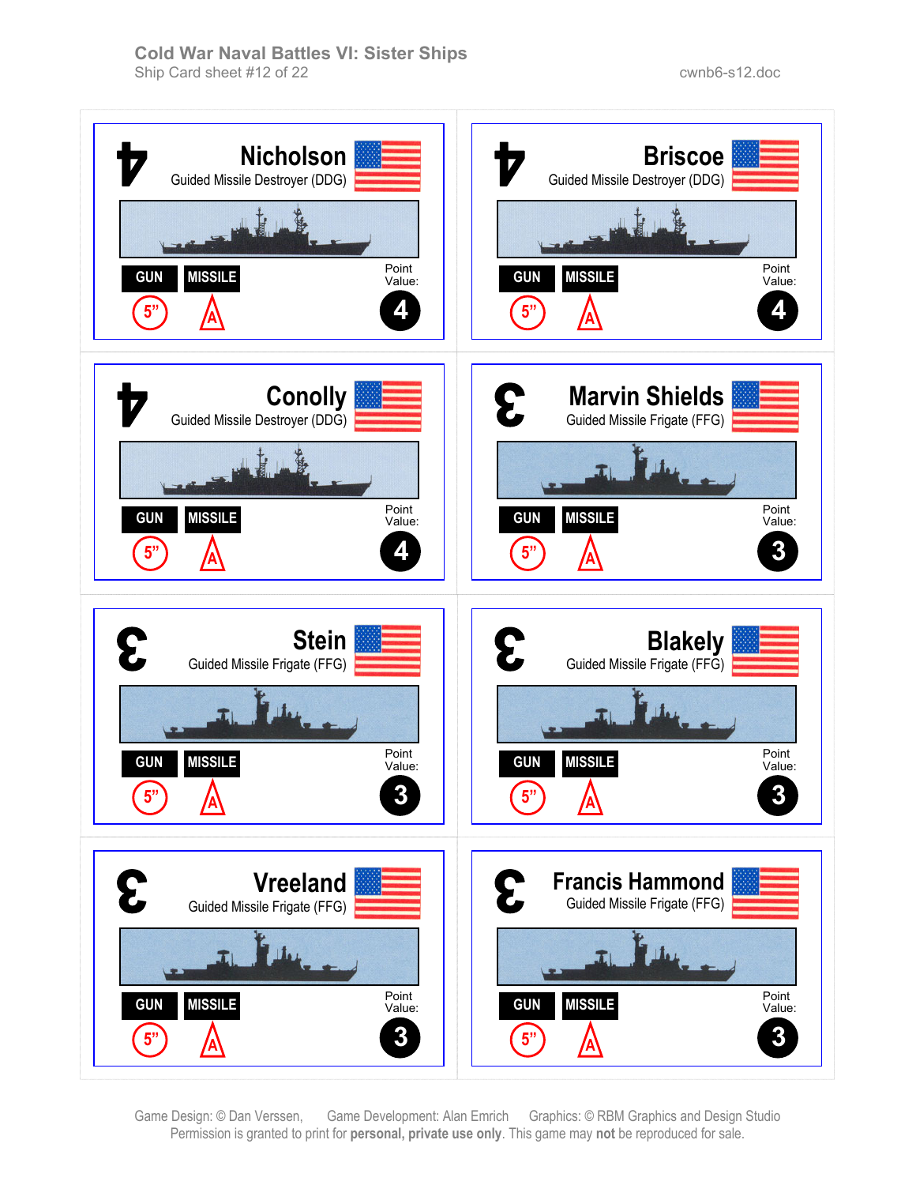# Cold War Naval Battles VI: Sister Ships

Ship Card sheet #12 of 22

cwnb6-s12.doc

## Nicholson

Guided Missile Destroyer (DDG)

GUN: 5”

MISSILE: A

Point Value: 4

## Briscoe

Guided Missile Destroyer (DDG)

GUN: 5”

MISSILE: A

Point Value: 4

## Conolly

Guided Missile Destroyer (DDG)

GUN: 5”

MISSILE: A

Point Value: 4

## Marvin Shields

Guided Missile Frigate (FFG)

GUN: 5”

MISSILE: A

Point Value: 3

## Stein

Guided Missile Frigate (FFG)

GUN: 5”

MISSILE: A

Point Value: 3

## Blakely

Guided Missile Frigate (FFG)

GUN: 5”

MISSILE: A

Point Value: 3

## Vreeland

Guided Missile Frigate (FFG)

GUN: 5”

MISSILE: A

Point Value: 3

## Francis Hammond

Guided Missile Frigate (FFG)

GUN: 5”

MISSILE: A

Point Value: 3

Game Design: © Dan Verssen, Game Development: Alan Emrich Graphics: © RBM Graphics and Design Studio
Permission is granted to print for **personal, private use only**. This game may **not** be reproduced for sale.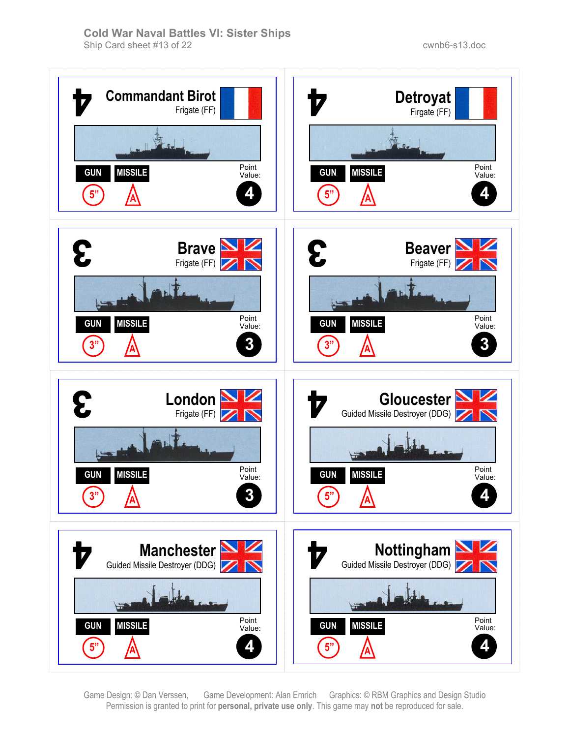# Cold War Naval Battles VI: Sister Ships

Ship Card sheet #13 of 22

cwnb6-s13.doc

**Commandant Birot**
Frigate (FF)
GUN: 5" | MISSILE: A
Point Value: 4

**Detroyat**
Firgate (FF)
GUN: 5" | MISSILE: A
Point Value: 4

**Brave**
Frigate (FF)
GUN: 3" | MISSILE: A
Point Value: 3

**Beaver**
Frigate (FF)
GUN: 3" | MISSILE: A
Point Value: 3

**London**
Frigate (FF)
GUN: 3" | MISSILE: A
Point Value: 3

**Gloucester**
Guided Missile Destroyer (DDG)
GUN: 5" | MISSILE: A
Point Value: 4

**Manchester**
Guided Missile Destroyer (DDG)
GUN: 5" | MISSILE: A
Point Value: 4

**Nottingham**
Guided Missile Destroyer (DDG)
GUN: 5" | MISSILE: A
Point Value: 4

Game Design: © Dan Verssen, Game Development: Alan Emrich Graphics: © RBM Graphics and Design Studio
Permission is granted to print for **personal, private use only**. This game may **not** be reproduced for sale.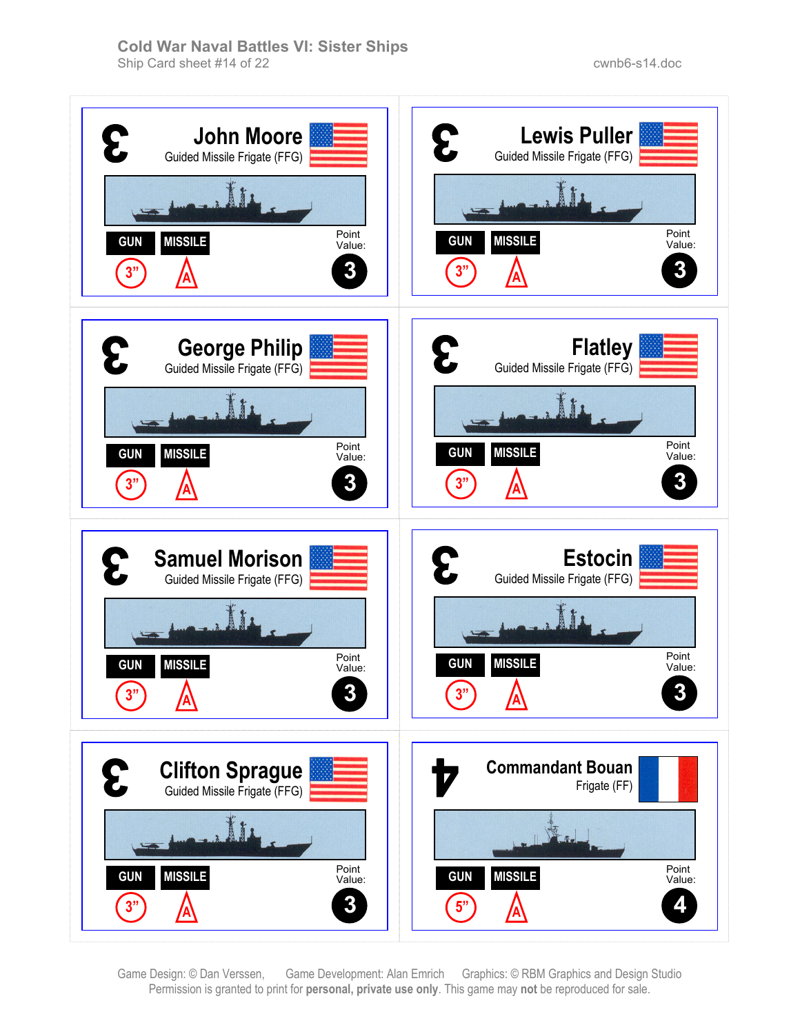# Cold War Naval Battles VI: Sister Ships

Ship Card sheet #14 of 22

cwnb6-s14.doc

**John Moore**
Guided Missile Frigate (FFG)
GUN: 3" | MISSILE: A
Point Value: 3

**Lewis Puller**
Guided Missile Frigate (FFG)
GUN: 3" | MISSILE: A
Point Value: 3

**George Philip**
Guided Missile Frigate (FFG)
GUN: 3" | MISSILE: A
Point Value: 3

**Flatley**
Guided Missile Frigate (FFG)
GUN: 3" | MISSILE: A
Point Value: 3

**Samuel Morison**
Guided Missile Frigate (FFG)
GUN: 3" | MISSILE: A
Point Value: 3

**Estocin**
Guided Missile Frigate (FFG)
GUN: 3" | MISSILE: A
Point Value: 3

**Clifton Sprague**
Guided Missile Frigate (FFG)
GUN: 3" | MISSILE: A
Point Value: 3

**Commandant Bouan**
Frigate (FF)
GUN: 5" | MISSILE: A
Point Value: 4

Game Design: © Dan Verssen, Game Development: Alan Emrich Graphics: © RBM Graphics and Design Studio
Permission is granted to print for **personal, private use only**. This game may **not** be reproduced for sale.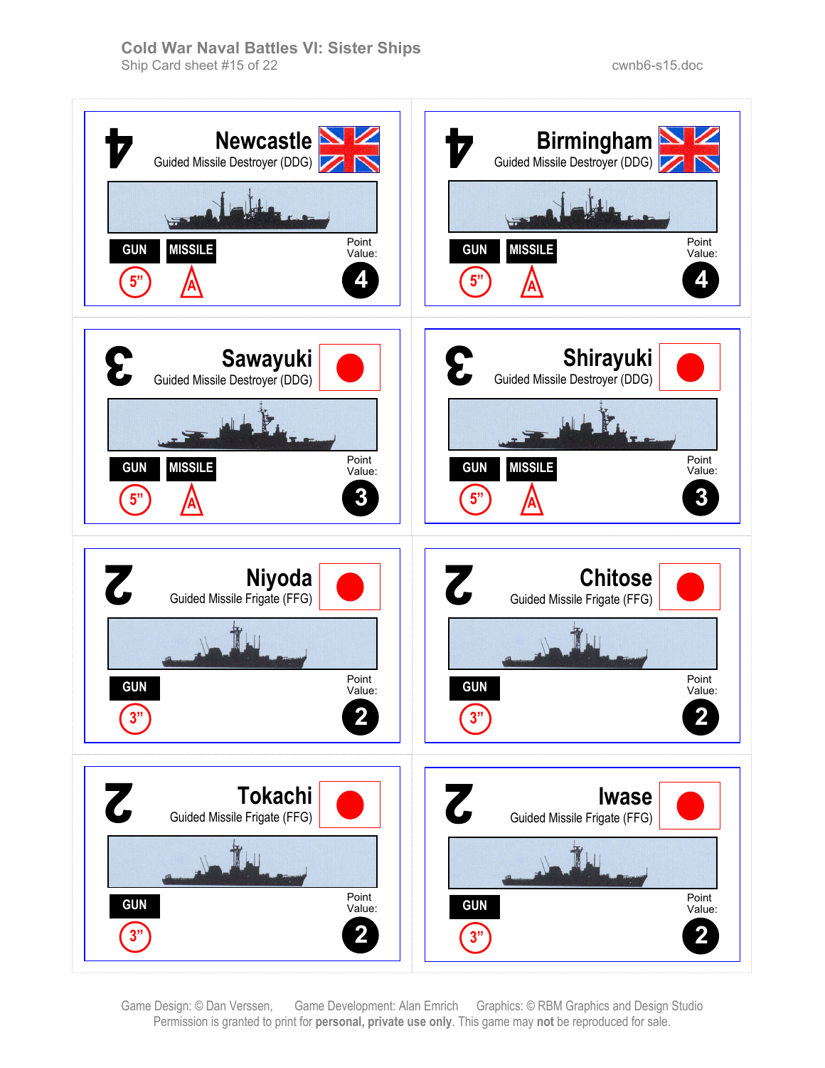# Cold War Naval Battles VI: Sister Ships

Ship Card sheet #15 of 22 — cwnb6-s15.doc

## Newcastle
Guided Missile Destroyer (DDG)

4

GUN: 5” — MISSILE: A

Point Value: 4

## Birmingham
Guided Missile Destroyer (DDG)

4

GUN: 5” — MISSILE: A

Point Value: 4

## Sawayuki
Guided Missile Destroyer (DDG)

3

GUN: 5” — MISSILE: A

Point Value: 3

## Shirayuki
Guided Missile Destroyer (DDG)

3

GUN: 5” — MISSILE: A

Point Value: 3

## Niyoda
Guided Missile Frigate (FFG)

2

GUN: 3”

Point Value: 2

## Chitose
Guided Missile Frigate (FFG)

2

GUN: 3”

Point Value: 2

## Tokachi
Guided Missile Frigate (FFG)

2

GUN: 3”

Point Value: 2

## Iwase
Guided Missile Frigate (FFG)

2

GUN: 3”

Point Value: 2

Game Design: © Dan Verssen, Game Development: Alan Emrich Graphics: © RBM Graphics and Design Studio
Permission is granted to print for **personal, private use only**. This game may **not** be reproduced for sale.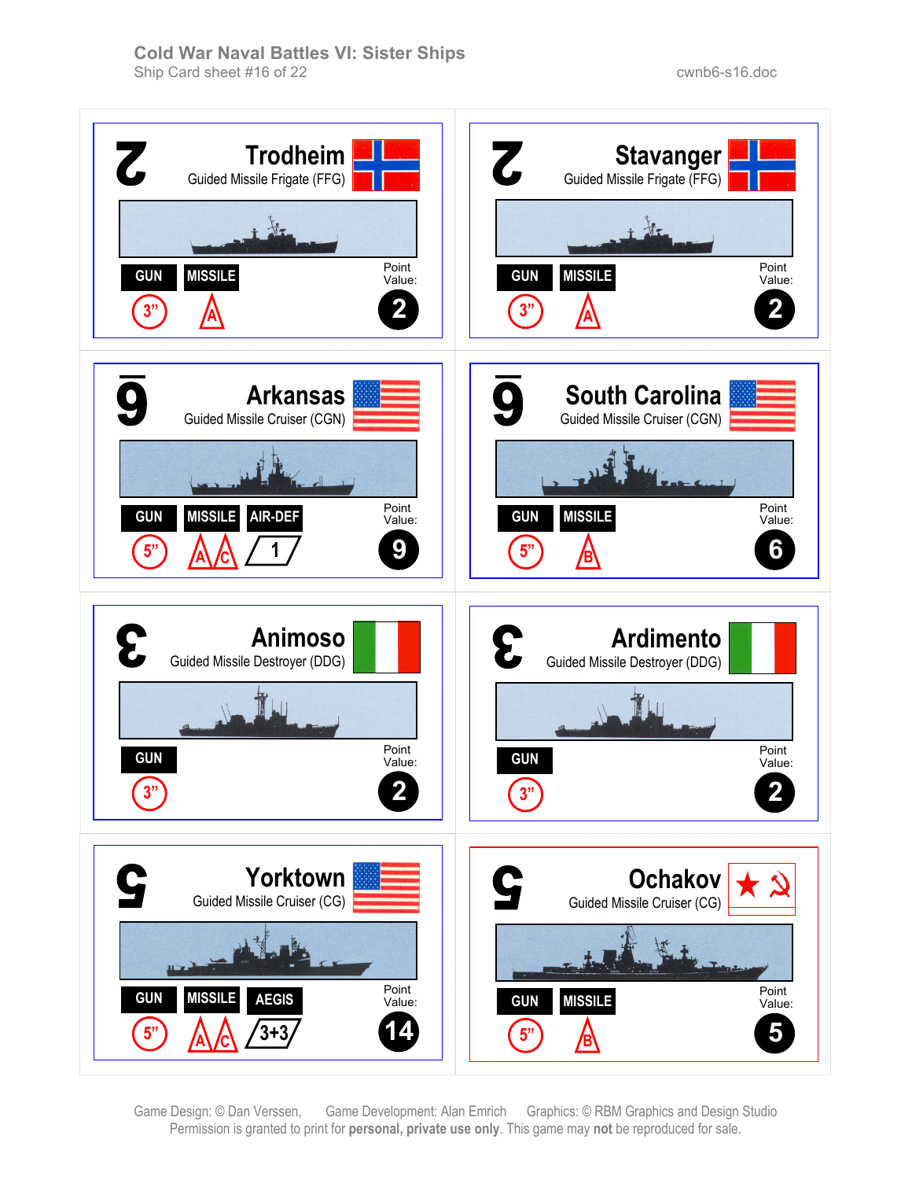**Cold War Naval Battles VI: Sister Ships**
Ship Card sheet #16 of 22

cwnb6-s16.doc

## 2 — Trodheim
Guided Missile Frigate (FFG)

GUN: 3"
MISSILE: A

Point Value: 2

## 2 — Stavanger
Guided Missile Frigate (FFG)

GUN: 3"
MISSILE: A

Point Value: 2

## 9 — Arkansas
Guided Missile Cruiser (CGN)

GUN: 5"
MISSILE: A, C
AIR-DEF: 1

Point Value: 9

## 9 — South Carolina
Guided Missile Cruiser (CGN)

GUN: 5"
MISSILE: B

Point Value: 6

## 3 — Animoso
Guided Missile Destroyer (DDG)

GUN: 3"

Point Value: 2

## 3 — Ardimento
Guided Missile Destroyer (DDG)

GUN: 3"

Point Value: 2

## 5 — Yorktown
Guided Missile Cruiser (CG)

GUN: 5"
MISSILE: A, C
AEGIS: 3+3

Point Value: 14

## 5 — Ochakov
Guided Missile Cruiser (CG)

GUN: 5"
MISSILE: B

Point Value: 5

Game Design: © Dan Verssen, Game Development: Alan Emrich Graphics: © RBM Graphics and Design Studio
Permission is granted to print for **personal, private use only**. This game may **not** be reproduced for sale.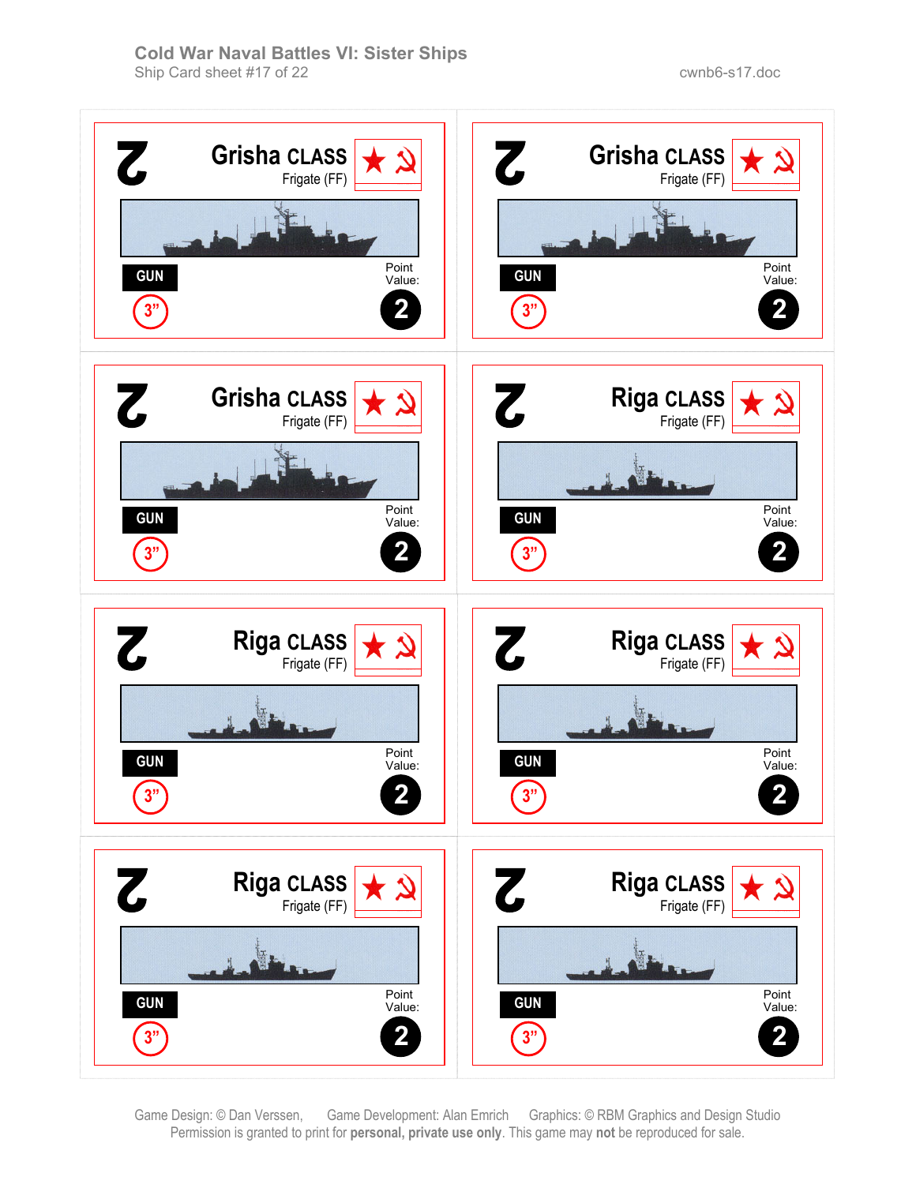Cold War Naval Battles VI: Sister Ships
Ship Card sheet #17 of 22

cwnb6-s17.doc

2 **Grisha CLASS** Frigate (FF)

GUN 3"

Point Value: 2

2 **Grisha CLASS** Frigate (FF)

GUN 3"

Point Value: 2

2 **Grisha CLASS** Frigate (FF)

GUN 3"

Point Value: 2

2 **Riga CLASS** Frigate (FF)

GUN 3"

Point Value: 2

2 **Riga CLASS** Frigate (FF)

GUN 3"

Point Value: 2

2 **Riga CLASS** Frigate (FF)

GUN 3"

Point Value: 2

2 **Riga CLASS** Frigate (FF)

GUN 3"

Point Value: 2

2 **Riga CLASS** Frigate (FF)

GUN 3"

Point Value: 2

Game Design: © Dan Verssen, Game Development: Alan Emrich Graphics: © RBM Graphics and Design Studio
Permission is granted to print for **personal, private use only**. This game may **not** be reproduced for sale.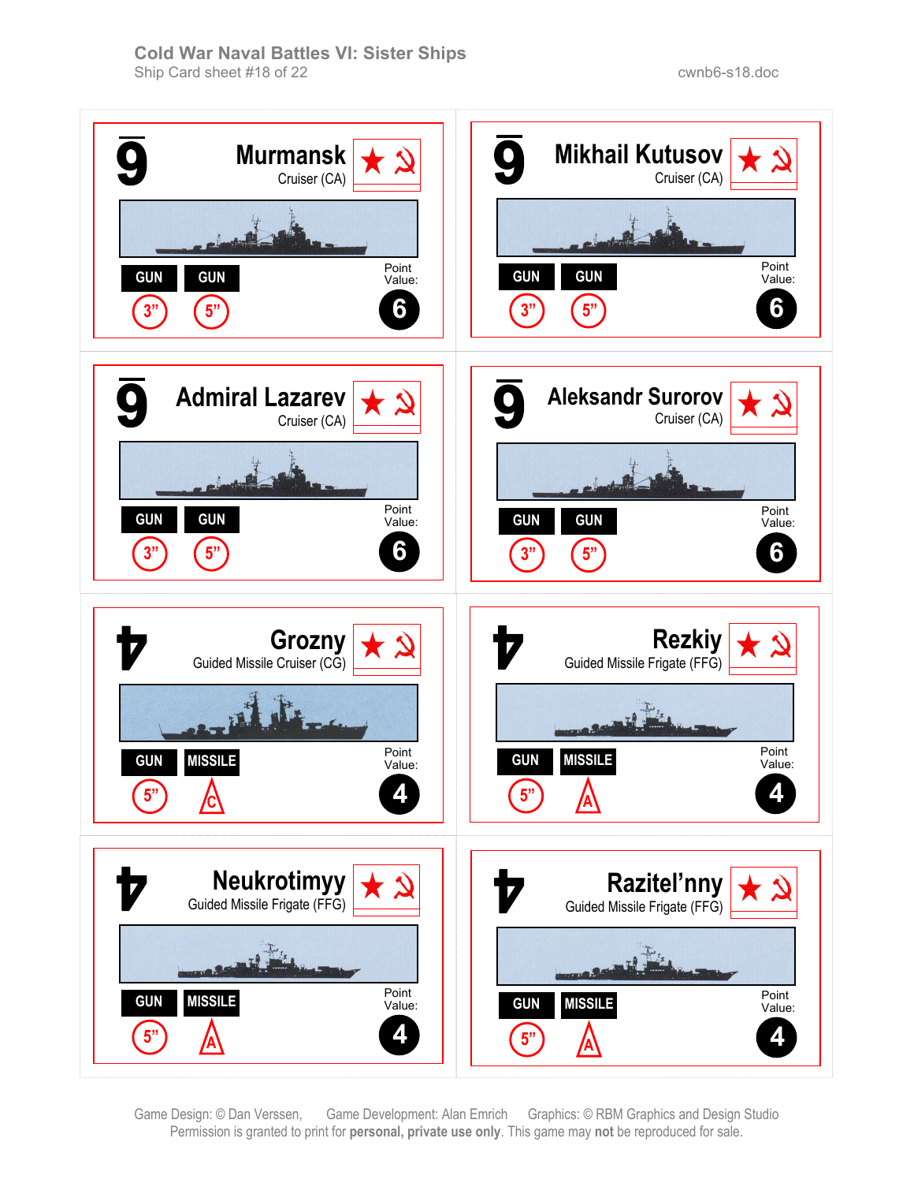# Cold War Naval Battles VI: Sister Ships

Ship Card sheet #18 of 22

cwnb6-s18.doc

## Murmansk
Cruiser (CA)

9

GUN 3" | GUN 5"

Point Value: 6

## Mikhail Kutusov
Cruiser (CA)

9

GUN 3" | GUN 5"

Point Value: 6

## Admiral Lazarev
Cruiser (CA)

9

GUN 3" | GUN 5"

Point Value: 6

## Aleksandr Surorov
Cruiser (CA)

9

GUN 3" | GUN 5"

Point Value: 6

## Grozny
Guided Missile Cruiser (CG)

GUN 5" | MISSILE C

Point Value: 4

## Rezkiy
Guided Missile Frigate (FFG)

GUN 5" | MISSILE A

Point Value: 4

## Neukrotimyy
Guided Missile Frigate (FFG)

GUN 5" | MISSILE A

Point Value: 4

## Razitel'nny
Guided Missile Frigate (FFG)

GUN 5" | MISSILE A

Point Value: 4

Game Design: © Dan Verssen, Game Development: Alan Emrich Graphics: © RBM Graphics and Design Studio
Permission is granted to print for **personal, private use only**. This game may **not** be reproduced for sale.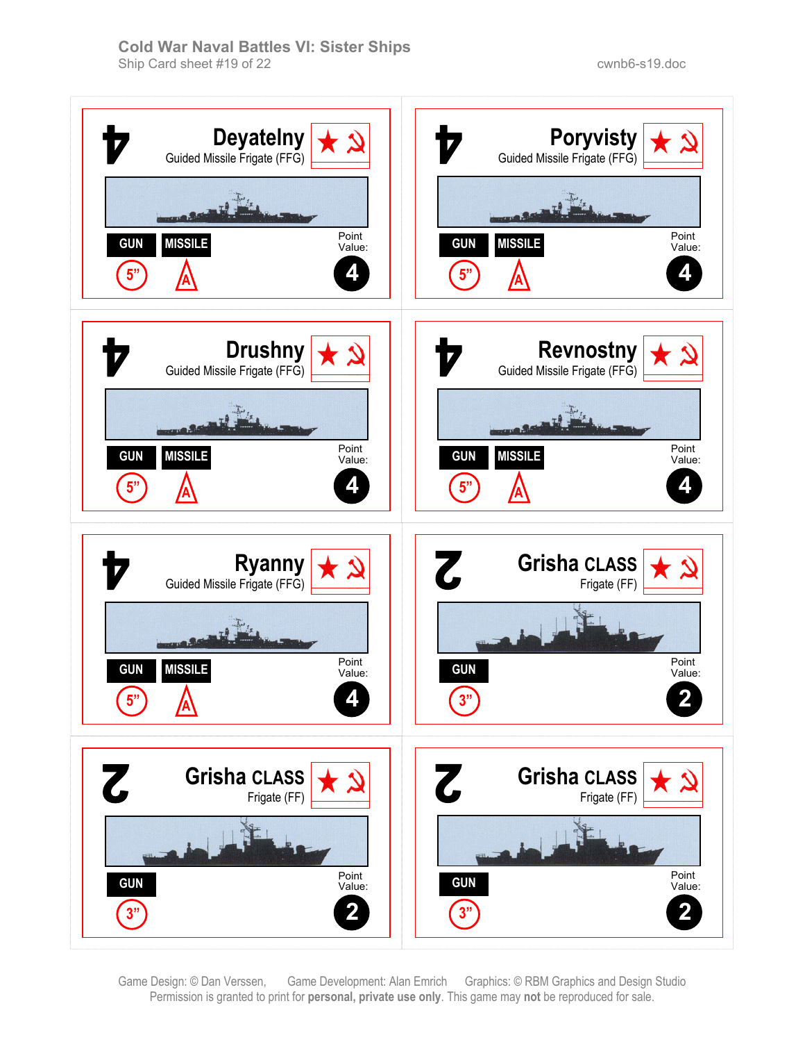# Cold War Naval Battles VI: Sister Ships

Ship Card sheet #19 of 22

cwnb6-s19.doc

---

4 **Deyatelny**
Guided Missile Frigate (FFG)

GUN: 5” | MISSILE: A

Point Value: 4

---

4 **Poryvisty**
Guided Missile Frigate (FFG)

GUN: 5” | MISSILE: A

Point Value: 4

---

4 **Drushny**
Guided Missile Frigate (FFG)

GUN: 5” | MISSILE: A

Point Value: 4

---

4 **Revnostny**
Guided Missile Frigate (FFG)

GUN: 5” | MISSILE: A

Point Value: 4

---

4 **Ryanny**
Guided Missile Frigate (FFG)

GUN: 5” | MISSILE: A

Point Value: 4

---

2 **Grisha CLASS**
Frigate (FF)

GUN: 3”

Point Value: 2

---

2 **Grisha CLASS**
Frigate (FF)

GUN: 3”

Point Value: 2

---

2 **Grisha CLASS**
Frigate (FF)

GUN: 3”

Point Value: 2

---

Game Design: © Dan Verssen, Game Development: Alan Emrich Graphics: © RBM Graphics and Design Studio
Permission is granted to print for **personal, private use only**. This game may **not** be reproduced for sale.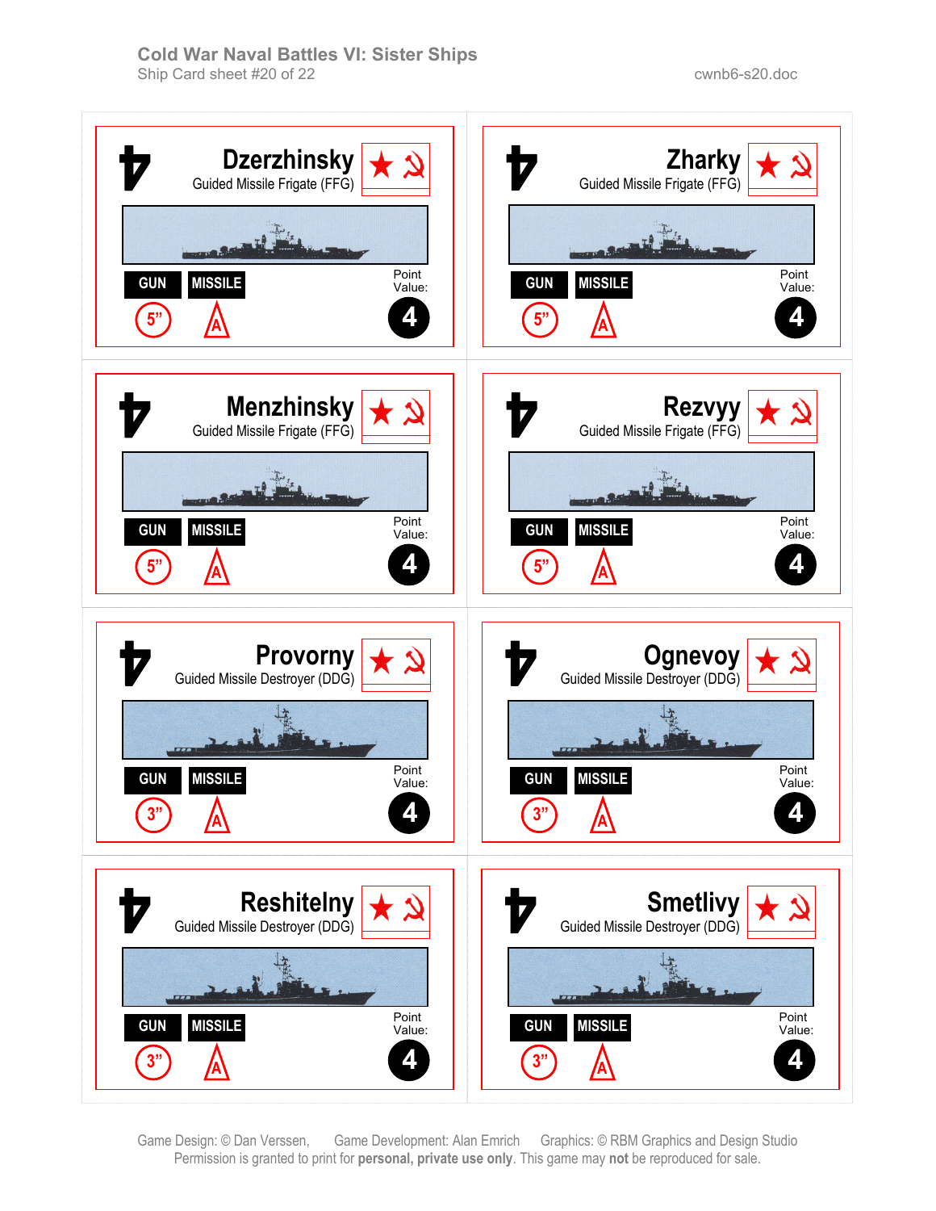# Cold War Naval Battles VI: Sister Ships

Ship Card sheet #20 of 22

cwnb6-s20.doc

## Dzerzhinsky
Guided Missile Frigate (FFG)

| GUN | MISSILE |
|---|---|
| 5” | A |

Point Value: 4

## Zharky
Guided Missile Frigate (FFG)

| GUN | MISSILE |
|---|---|
| 5” | A |

Point Value: 4

## Menzhinsky
Guided Missile Frigate (FFG)

| GUN | MISSILE |
|---|---|
| 5” | A |

Point Value: 4

## Rezvyy
Guided Missile Frigate (FFG)

| GUN | MISSILE |
|---|---|
| 5” | A |

Point Value: 4

## Provorny
Guided Missile Destroyer (DDG)

| GUN | MISSILE |
|---|---|
| 3” | A |

Point Value: 4

## Ognevoy
Guided Missile Destroyer (DDG)

| GUN | MISSILE |
|---|---|
| 3” | A |

Point Value: 4

## Reshitelny
Guided Missile Destroyer (DDG)

| GUN | MISSILE |
|---|---|
| 3” | A |

Point Value: 4

## Smetlivy
Guided Missile Destroyer (DDG)

| GUN | MISSILE |
|---|---|
| 3” | A |

Point Value: 4

Game Design: © Dan Verssen, Game Development: Alan Emrich Graphics: © RBM Graphics and Design Studio
Permission is granted to print for **personal, private use only**. This game may **not** be reproduced for sale.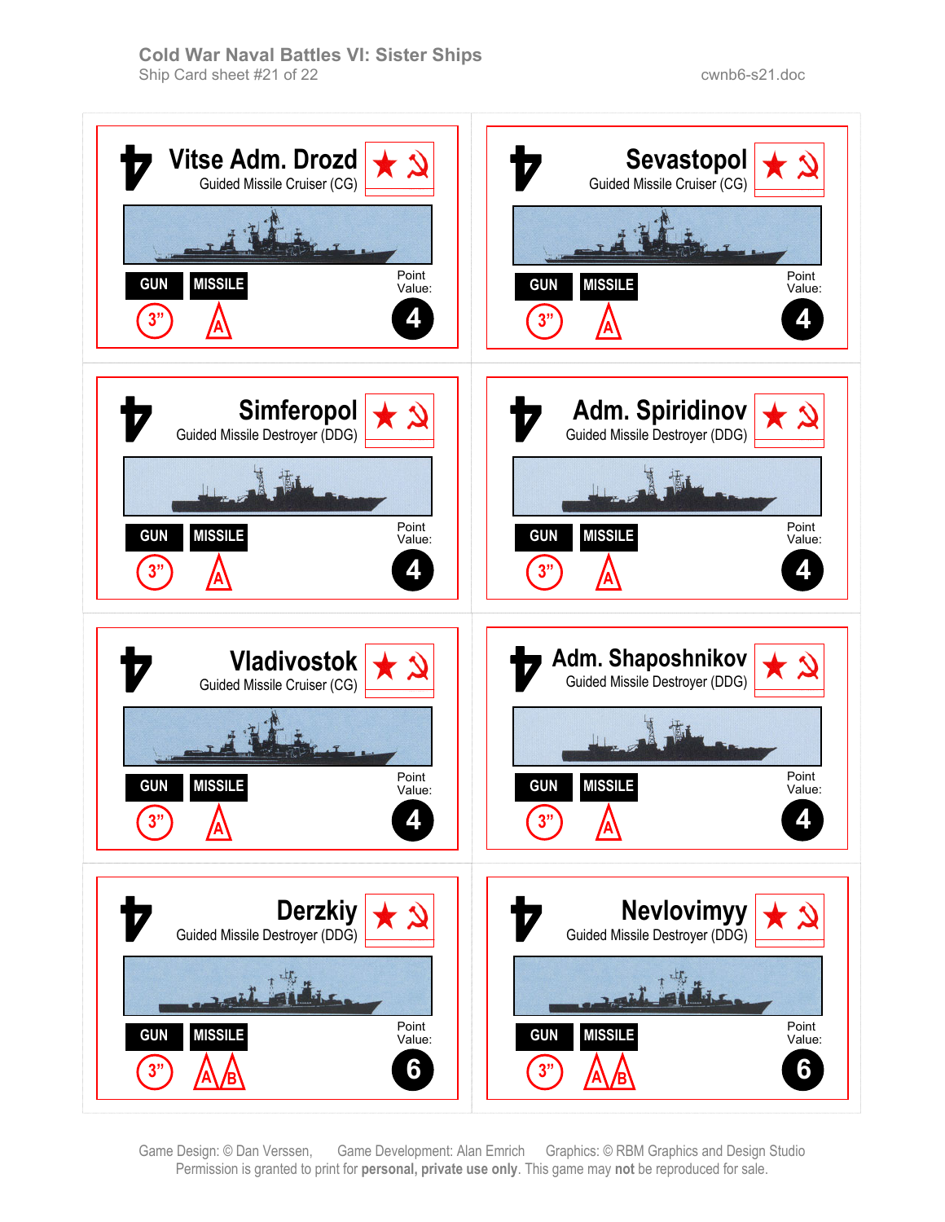Cold War Naval Battles VI: Sister Ships
Ship Card sheet #21 of 22

cwnb6-s21.doc

## Vitse Adm. Drozd
Guided Missile Cruiser (CG)

GUN: 3"
MISSILE: A
Point Value: 4

## Sevastopol
Guided Missile Cruiser (CG)

GUN: 3"
MISSILE: A
Point Value: 4

## Simferopol
Guided Missile Destroyer (DDG)

GUN: 3"
MISSILE: A
Point Value: 4

## Adm. Spiridinov
Guided Missile Destroyer (DDG)

GUN: 3"
MISSILE: A
Point Value: 4

## Vladivostok
Guided Missile Cruiser (CG)

GUN: 3"
MISSILE: A
Point Value: 4

## Adm. Shaposhnikov
Guided Missile Destroyer (DDG)

GUN: 3"
MISSILE: A
Point Value: 4

## Derzkiy
Guided Missile Destroyer (DDG)

GUN: 3"
MISSILE: A, B
Point Value: 6

## Nevlovimyy
Guided Missile Destroyer (DDG)

GUN: 3"
MISSILE: A, B
Point Value: 6

Game Design: © Dan Verssen, Game Development: Alan Emrich Graphics: © RBM Graphics and Design Studio
Permission is granted to print for **personal, private use only**. This game may **not** be reproduced for sale.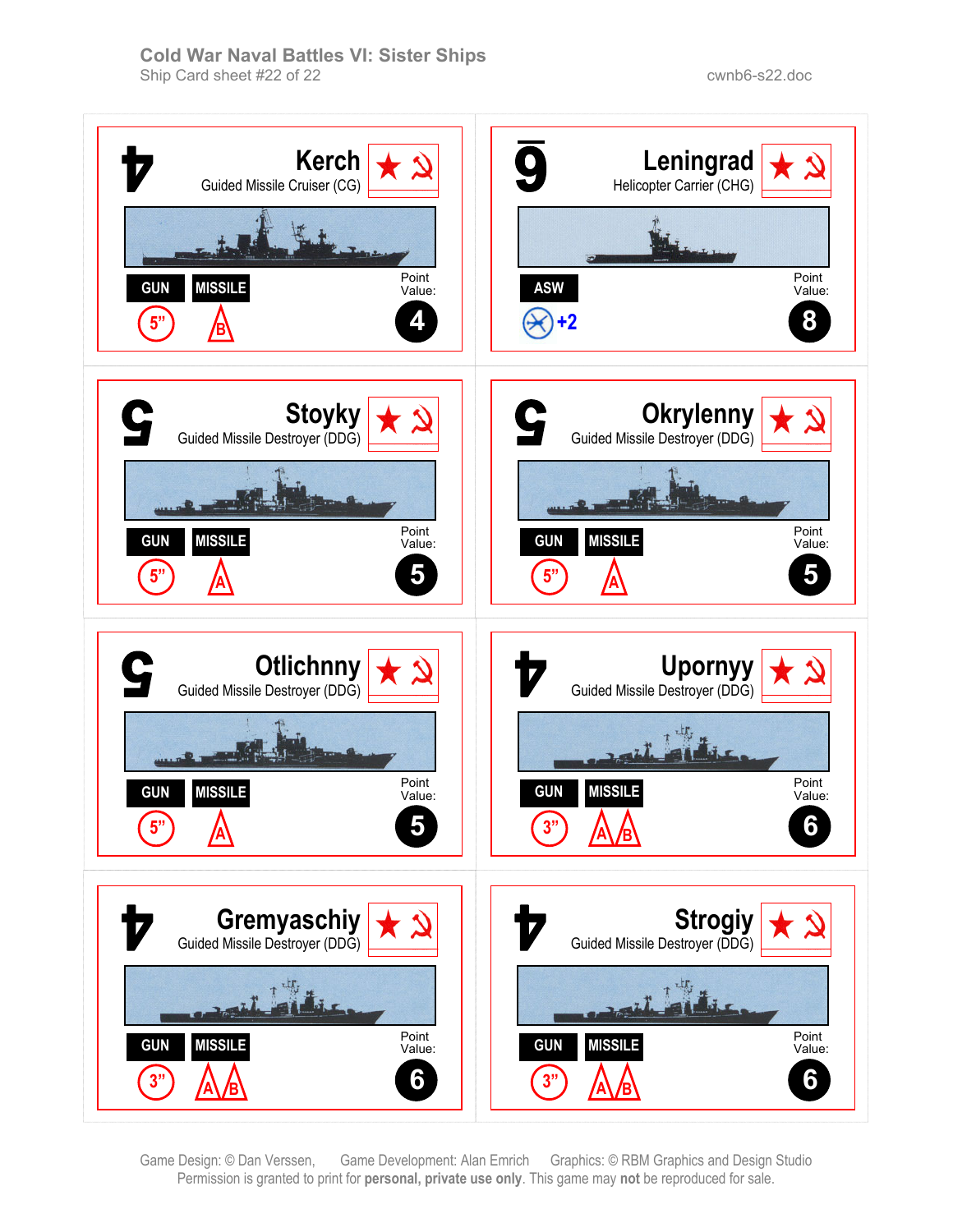# Cold War Naval Battles VI: Sister Ships

Ship Card sheet #22 of 22

cwnb6-s22.doc

## Kerch
4
Guided Missile Cruiser (CG)

GUN: 5"
MISSILE: B

Point Value: 4

## Leningrad
9
Helicopter Carrier (CHG)

ASW: +2

Point Value: 8

## Stoyky
5
Guided Missile Destroyer (DDG)

GUN: 5"
MISSILE: A

Point Value: 5

## Okrylenny
5
Guided Missile Destroyer (DDG)

GUN: 5"
MISSILE: A

Point Value: 5

## Otlichnny
5
Guided Missile Destroyer (DDG)

GUN: 5"
MISSILE: A

Point Value: 5

## Upornyy
4
Guided Missile Destroyer (DDG)

GUN: 3"
MISSILE: A, B

Point Value: 6

## Gremyaschiy
4
Guided Missile Destroyer (DDG)

GUN: 3"
MISSILE: A, B

Point Value: 6

## Strogiy
4
Guided Missile Destroyer (DDG)

GUN: 3"
MISSILE: A, B

Point Value: 6

Game Design: © Dan Verssen, Game Development: Alan Emrich Graphics: © RBM Graphics and Design Studio

Permission is granted to print for **personal, private use only**. This game may **not** be reproduced for sale.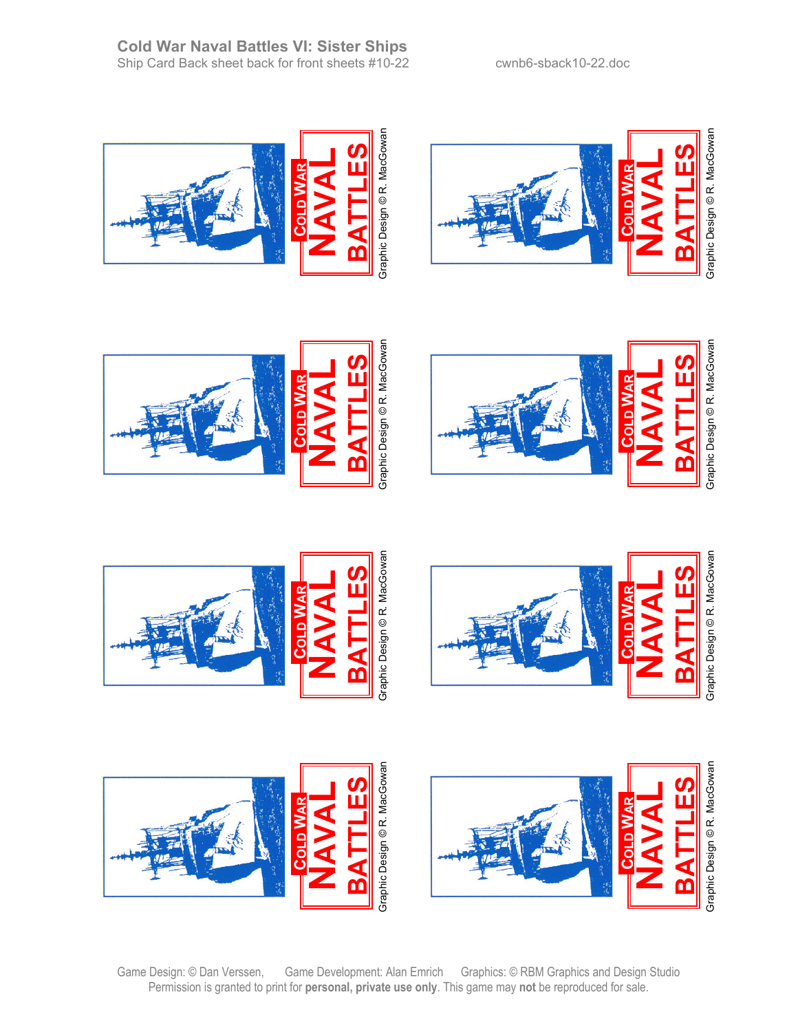# Cold War Naval Battles VI: Sister Ships

Ship Card Back sheet back for front sheets #10-22

cwnb6-sback10-22.doc

COLD WAR NAVAL BATTLES

Graphic Design © R. MacGowan

COLD WAR NAVAL BATTLES

Graphic Design © R. MacGowan

COLD WAR NAVAL BATTLES

Graphic Design © R. MacGowan

COLD WAR NAVAL BATTLES

Graphic Design © R. MacGowan

COLD WAR NAVAL BATTLES

Graphic Design © R. MacGowan

COLD WAR NAVAL BATTLES

Graphic Design © R. MacGowan

COLD WAR NAVAL BATTLES

Graphic Design © R. MacGowan

COLD WAR NAVAL BATTLES

Graphic Design © R. MacGowan

Game Design: © Dan Verssen, Game Development: Alan Emrich Graphics: © RBM Graphics and Design Studio

Permission is granted to print for **personal, private use only**. This game may **not** be reproduced for sale.